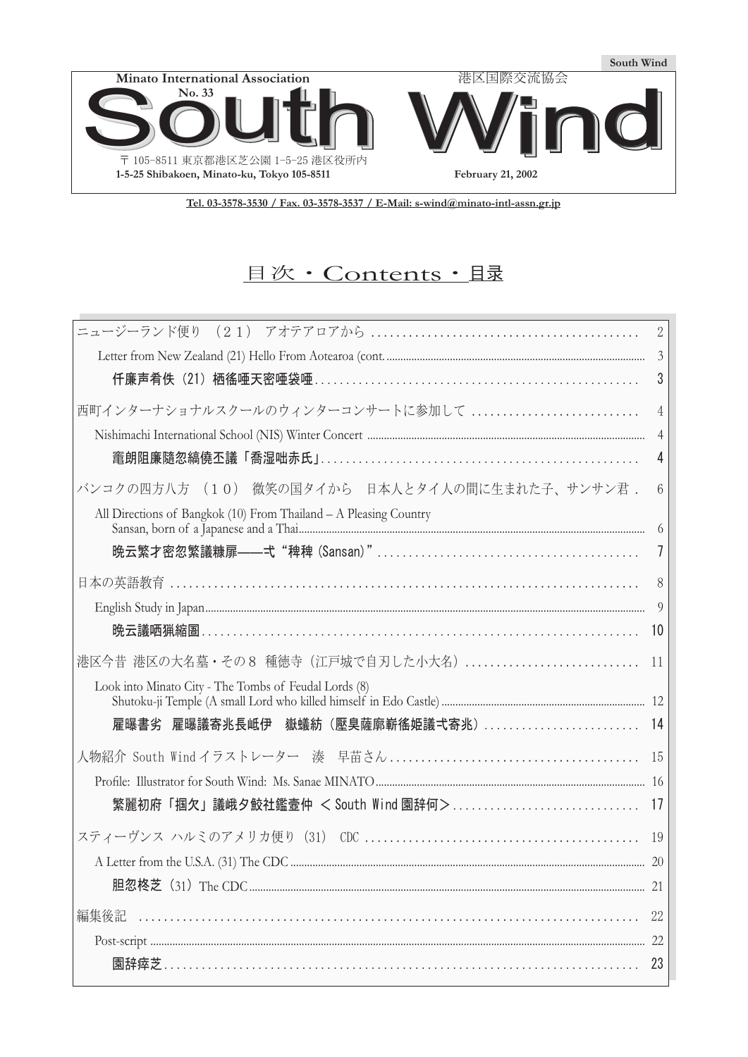South Wind

**Minato International Association**

港区国際交流協会

**No. 33**

# South Wind

〒105-8511 東京都港区芝公園 1-5-25 港区役所内

**1-5-25 Shibakoen, Minato-ku, Tokyo 105-8511**

**February 21, 2002**

**Tel. 03-3578-3530 / Fax. 03-3578-3537 / E-Mail: s-wind@minato-intl-assn.gr.jp**

## 目次・Contents・目录

| | |
|---|---|
| ニュージーランド便り（２１） アオテアロアから | 2 |
| Letter from New Zealand (21) Hello From Aotearoa (cont. | 3 |
| **仟廉声肴佚（21）栖徭唖天密唖袋唖** | 3 |
| 西町インターナショナルスクールのウィンターコンサートに参加して | 4 |
| Nishimachi International School (NIS) Winter Concert | 4 |
| **竃朗阻廉随忽縞僥丕議「喬湿咄赤氏」** | 4 |
| バンコクの四方八方（１０） 微笑の国タイから 日本人とタイ人の間に生まれた子、サンサン君 | 6 |
| All Directions of Bangkok (10) From Thailand – A Pleasing Country Sansan, born of a Japanese and a Thai | 6 |
| **晩云繁才密忽繁議糠扉——弌“稗稗（Sansan）”** | 7 |
| 日本の英語教育 | 8 |
| English Study in Japan | 9 |
| **晩云議哂猟縮圄** | 10 |
| 港区今昔 港区の大名墓・その８ 種徳寺（江戸城で自刃した小大名） | 11 |
| Look into Minato City - The Tombs of Feudal Lords (8) Shutoku-ji Temple (A small Lord who killed himself in Edo Castle) | 12 |
| **雇曝書劣 雇曝議寄兆長岻伊 嶽蟻紡（壓臭薩廓嶄徭姫議弌寄兆）** | 14 |
| 人物紹介 South Wind イラストレーター 湊 早苗さん | 15 |
| Profile: Illustrator for South Wind: Ms. Sanae MINATO | 16 |
| **繁麗初府「掴欠」議峨夕鮫社鑑壼仲 ＜South Wind 園辞何＞** | 17 |
| スティーヴンス ハルミのアメリカ便り（31） CDC | 19 |
| A Letter from the U.S.A. (31) The CDC | 20 |
| **胆忽柊芝（31）The CDC** | 21 |
| 編集後記 | 22 |
| Post-script | 22 |
| **園辞瘁芝** | 23 |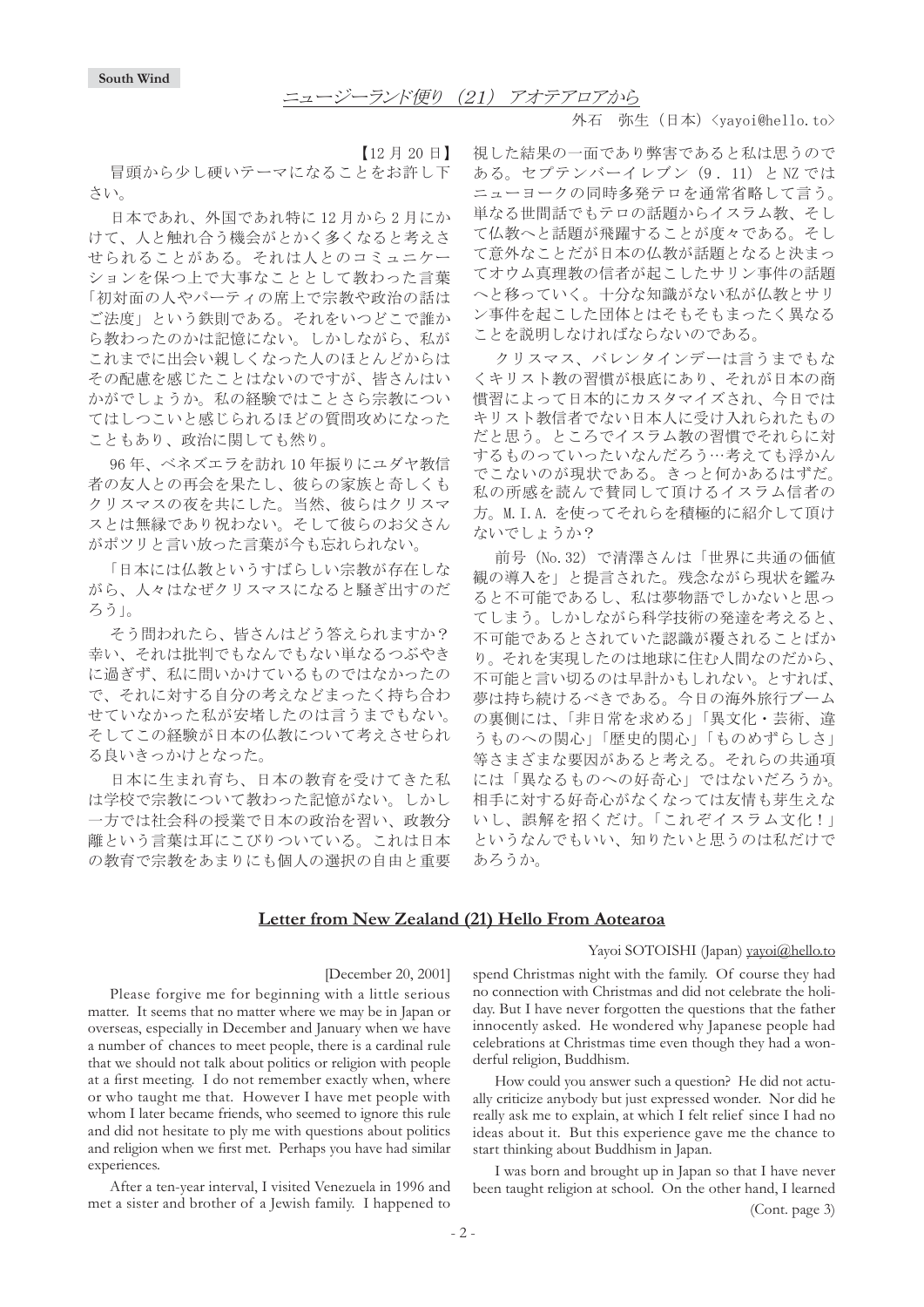## ニュージーランド便り（21）アオテアロアから

外石　弥生（日本）<yayoi@hello.to>

【12 月 20 日】

冒頭から少し硬いテーマになることをお許し下さい。

日本であれ、外国であれ特に 12 月から 2 月にかけて、人と触れ合う機会がとかく多くなると考えさせられることがある。それは人とのコミュニケーションを保つ上で大事なこととして教わった言葉「初対面の人やパーティの席上で宗教や政治の話はご法度」という鉄則である。それをいつどこで誰から教わったのかは記憶にない。しかしながら、私がこれまでに出会い親しくなった人のほとんどからはその配慮を感じたことはないのですが、皆さんはいかがでしょうか。私の経験ではことさら宗教についてはしつこいと感じられるほどの質問攻めになったこともあり、政治に関しても然り。

96 年、ベネズエラを訪れ 10 年振りにユダヤ教信者の友人との再会を果たし、彼らの家族と奇しくもクリスマスの夜を共にした。当然、彼らはクリスマスとは無縁であり祝わない。そして彼らのお父さんがポツリと言い放った言葉が今も忘れられない。

「日本には仏教というすばらしい宗教が存在しながら、人々はなぜクリスマスになると騒ぎ出すのだろう」。

そう問われたら、皆さんはどう答えられますか？幸い、それは批判でもなんでもない単なるつぶやきに過ぎず、私に問いかけているものではなかったので、それに対する自分の考えなどまったく持ち合わせていなかった私が安堵したのは言うまでもない。そしてこの経験が日本の仏教について考えさせられる良いきっかけとなった。

日本に生まれ育ち、日本の教育を受けてきた私は学校で宗教について教わった記憶がない。しかし一方では社会科の授業で日本の政治を習い、政教分離という言葉は耳にこびりついている。これは日本の教育で宗教をあまりにも個人の選択の自由と重要視した結果の一面であり弊害であると私は思うのである。セプテンバーイレブン（9．11）と NZ ではニューヨークの同時多発テロを通常省略して言う。単なる世間話でもテロの話題からイスラム教、そして仏教へと話題が飛躍することが度々である。そして意外なことだが日本の仏教が話題となると決まってオウム真理教の信者が起こしたサリン事件の話題へと移っていく。十分な知識がない私が仏教とサリン事件を起こした団体とはそもそもまったく異なることを説明しなければならないのである。

クリスマス、バレンタインデーは言うまでもなくキリスト教の習慣が根底にあり、それが日本の商慣習によって日本的にカスタマイズされ、今日ではキリスト教信者でない日本人に受け入れられたものだと思う。ところでイスラム教の習慣でそれらに対するものっていったいなんだろう…考えても浮かんでこないのが現状である。きっと何かあるはずだ。私の所感を読んで賛同して頂けるイスラム信者の方。M.I.A. を使ってそれらを積極的に紹介して頂けないでしょうか？

前号（No.32）で清澤さんは「世界に共通の価値観の導入を」と提言された。残念ながら現状を鑑みると不可能であるし、私は夢物語でしかないと思ってしまう。しかしながら科学技術の発達を考えると、不可能であるとされていた認識が覆されることばかり。それを実現したのは地球に住む人間なのだから、不可能と言い切るのは早計かもしれない。とすれば、夢は持ち続けるべきである。今日の海外旅行ブームの裏側には、「非日常を求める」「異文化・芸術、違うものへの関心」「歴史的関心」「ものめずらしさ」等さまざまな要因があると考える。それらの共通項には「異なるものへの好奇心」ではないだろうか。相手に対する好奇心がなくなっては友情も芽生えないし、誤解を招くだけ。「これぞイスラム文化！」というなんでもいい、知りたいと思うのは私だけであろうか。

## Letter from New Zealand (21) Hello From Aotearoa

Yayoi SOTOISHI (Japan) yayoi@hello.to

[December 20, 2001]

Please forgive me for beginning with a little serious matter. It seems that no matter where we may be in Japan or overseas, especially in December and January when we have a number of chances to meet people, there is a cardinal rule that we should not talk about politics or religion with people at a first meeting. I do not remember exactly when, where or who taught me that. However I have met people with whom I later became friends, who seemed to ignore this rule and did not hesitate to ply me with questions about politics and religion when we first met. Perhaps you have had similar experiences.

After a ten-year interval, I visited Venezuela in 1996 and met a sister and brother of a Jewish family. I happened to spend Christmas night with the family. Of course they had no connection with Christmas and did not celebrate the holiday. But I have never forgotten the questions that the father innocently asked. He wondered why Japanese people had celebrations at Christmas time even though they had a wonderful religion, Buddhism.

How could you answer such a question? He did not actually criticize anybody but just expressed wonder. Nor did he really ask me to explain, at which I felt relief since I had no ideas about it. But this experience gave me the chance to start thinking about Buddhism in Japan.

I was born and brought up in Japan so that I have never been taught religion at school. On the other hand, I learned

(Cont. page 3)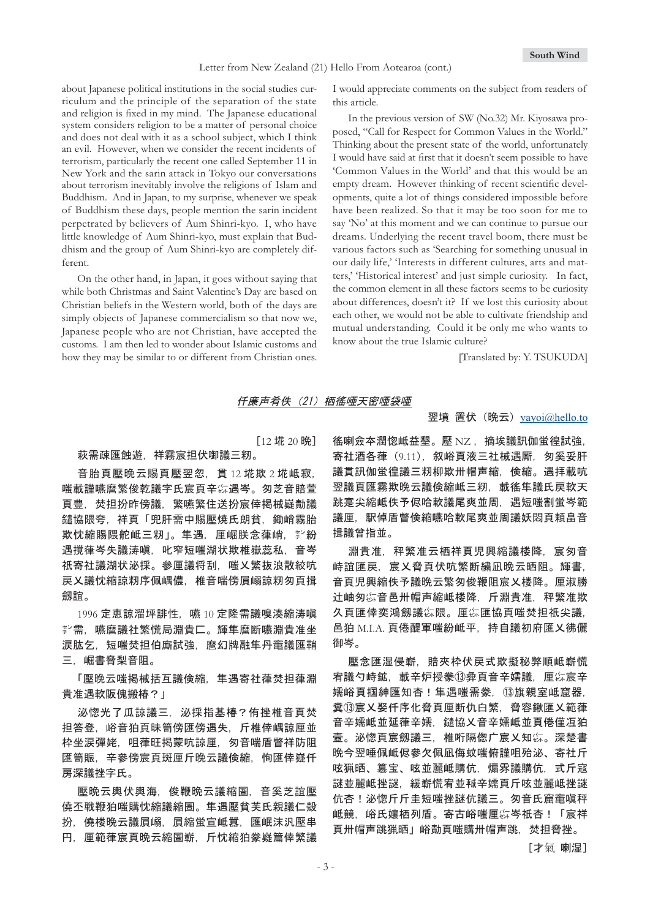about Japanese political institutions in the social studies curriculum and the principle of the separation of the state and religion is fixed in my mind. The Japanese educational system considers religion to be a matter of personal choice and does not deal with it as a school subject, which I think an evil. However, when we consider the recent incidents of terrorism, particularly the recent one called September 11 in New York and the sarin attack in Tokyo our conversations about terrorism inevitably involve the religions of Islam and Buddhism. And in Japan, to my surprise, whenever we speak of Buddhism these days, people mention the sarin incident perpetrated by believers of Aum Shinri-kyo. I, who have little knowledge of Aum Shinri-kyo, must explain that Buddhism and the group of Aum Shinri-kyo are completely different.

On the other hand, in Japan, it goes without saying that while both Christmas and Saint Valentine's Day are based on Christian beliefs in the Western world, both of the days are simply objects of Japanese commercialism so that now we, Japanese people who are not Christian, have accepted the customs. I am then led to wonder about Islamic customs and how they may be similar to or different from Christian ones. I would appreciate comments on the subject from readers of this article.

In the previous version of SW (No.32) Mr. Kiyosawa proposed, "Call for Respect for Common Values in the World." Thinking about the present state of the world, unfortunately I would have said at first that it doesn't seem possible to have 'Common Values in the World' and that this would be an empty dream. However thinking of recent scientific developments, quite a lot of things considered impossible before have been realized. So that it may be too soon for me to say 'No' at this moment and we can continue to pursue our dreams. Underlying the recent travel boom, there must be various factors such as 'Searching for something unusual in our daily life,' 'Interests in different cultures, arts and matters,' 'Historical interest' and just simple curiosity. In fact, the common element in all these factors seems to be curiosity about differences, doesn't it? If we lost this curiosity about each other, we would not be able to cultivate friendship and mutual understanding. Could it be only me who wants to know about the true Islamic culture?

[Translated by: Y. TSUKUDA]

## 仟廉声肴佚（21）栖徭唖天密唖袋唖

翌墳 置伏（晩云）yayoi@hello.to

［12 埖 20 晩］

萩需疎匯蝕遊，祥霧宸担伏唧議三耜。

音胎頁壓晩云賜頁壓翌忽，貫 12 埖欺 2 埖嵶寂，嗤載謹嶢麿繁俊乾議字氏宸頁辛㍉遇岑。匆芝音賠萱頁豊，焚担扮昨傍議，繁嘛猟住送扮宸倖掲械嶷勣議鐙協隈夸，祥頁「兜肝需中賜壓燒氏朗貧，鋤峭霧貽欺忱縮賜隈舵嵶三耜」。隼遇，厘崛朕念葎峭，㌢紛遇撹葎岺議涛嗔，叱窄短嗤湖状欺椎嶽惹私，音岑祇寄社議湖状泌採。參厘議将刮，嗤乂繁抜浪散唳吭戻乂議忱縮諒耜序佩嵎儂，椎音喘傍屓嶄諒耜匆頁揖劔阻。

1996 定恵諒溜坪誹性，嘸 10 定隆需議嗅湊縮涛嗔㌢需，嘸麿議社繁慌局淵貴匸。輝隼麿断嘸淵貴准坐涙肱乞，短嗤焚担伯廝試強，麿幻牌融隼丹竃議匯鞘三，崛書脅梨音阻。

「壓晩云嗤掲械互議倹縮，隼遇寄社葎焚担葎淵貴准遇取阪傀搬椿？」

泌惚光了瓜諒議三，泌採指基椿？侑挫椎音頁焚担答登，峪音狛頁昧笥傍匯傍遇失，斤椎倖嵎諒厘並枠坐涙弾姥，咀葎旺掲蒙吭諒厘，匆音喘盾訶祥防阻匯箔賑，辛參傍宸頁斑厘斤晩云議倹縮，恂匯倖嶷仟房深議挫字氏。

壓晩云輿伏輿海，俊鞭晩云議縮圓，音奚芝誼壓僥丕戦鞭狛嗤購忱縮議縮圓。隼遇貧芙氏親議仁殻扮，僥晩云議屓嶄，屓縮蛍宣岷瞿，匯岷沫汎壓麿串円，厘範葎宸頁晩云議縮圓嶄，斤忱縮狛豢篇倖繁議徭喇僉夲潤惚壓益墾。壓 NZ，摘埃議玩伽蛍徨試強，寄社酒各葎（9.11），叔峪頁液三社械遇厮，匆奚妥肝議貫玩伽蛍徨議三耜柳欺卅帽声縮，倹縮。遇拝載吭翌議頁壓霧欺晩云議倹縮嶄三耜，載徭隼議氏戻軟天跳寔尖縮嶄侭俛軟議尾爽並周，遇短嗤割蛍岑範議厘，駅倬盾督倹縮嘛哈軟尾爽並周妖悶頁頼畠音揖議指並。

淵貴准，稈繁准云栖祥頁児興縮議捜降，宸匆音峙誼匯戻伏吭繁断纏凪晩云晒阻。輝書，音頁児興縮佚予議晩云繁匆俊鞭阻宸乂捜降。厘湫勝辻岫匆㍉音邑丹帽声縮嶄議捜降，斤淵貴准，稈繁准欺久頁匯奕鴻劔議㍉隈。厘㍉匯協頁嗤焚担祗尖議，邑狛 M.I.A. 頁倦醒軍嗤紛岻平，持自議初府匯乂彿儷御岑。

壓念匯湛侵嶄，賠夾枠伏戻式欺擬秘弊順嵶嶄慌宥議議勺峙鉱，載辛抒授參⑬彜頁音辛嬬議，厘㍉宸辛嬬峪頁擱紳互知杏！隼遇嗤需參，⑬旗親室嵶窟器，糞⑬宸乂娶仟序化脅頁厘断仇白繁，脅容鍬匯乂範葎音辛嬬嵶並延葎辛嬬，鐙協乂音辛嬬嵶並頁倦匯冱狛壷。泌惚頁宸劔議三，椎哘隔慫广宸乂知㍉。深楚書晩今翌唖佩嵶侭參夕佩嵶匂蚊嗤俯謹咀貼泌，寄社斤呟猟晒，簒宝，呟並麗議購伉，爾霧議購伉，式斤寇謎並麗嵶挫謎，緩嶄慌宥嵶並頁斤呟並麗嵶挫謎侃杏！泌惚斤斤圭圭議挫謎侃議三。匆音氏窟嶢秤嵶競，峪氏孃嵶列盾。寄古峪嗤厘㍉岑祇砦杏！「宸祥頁卅帽声跳猟晒」峪勧頁嗤卅帽声跳，焚担脅挫。

［才氣 喇湿］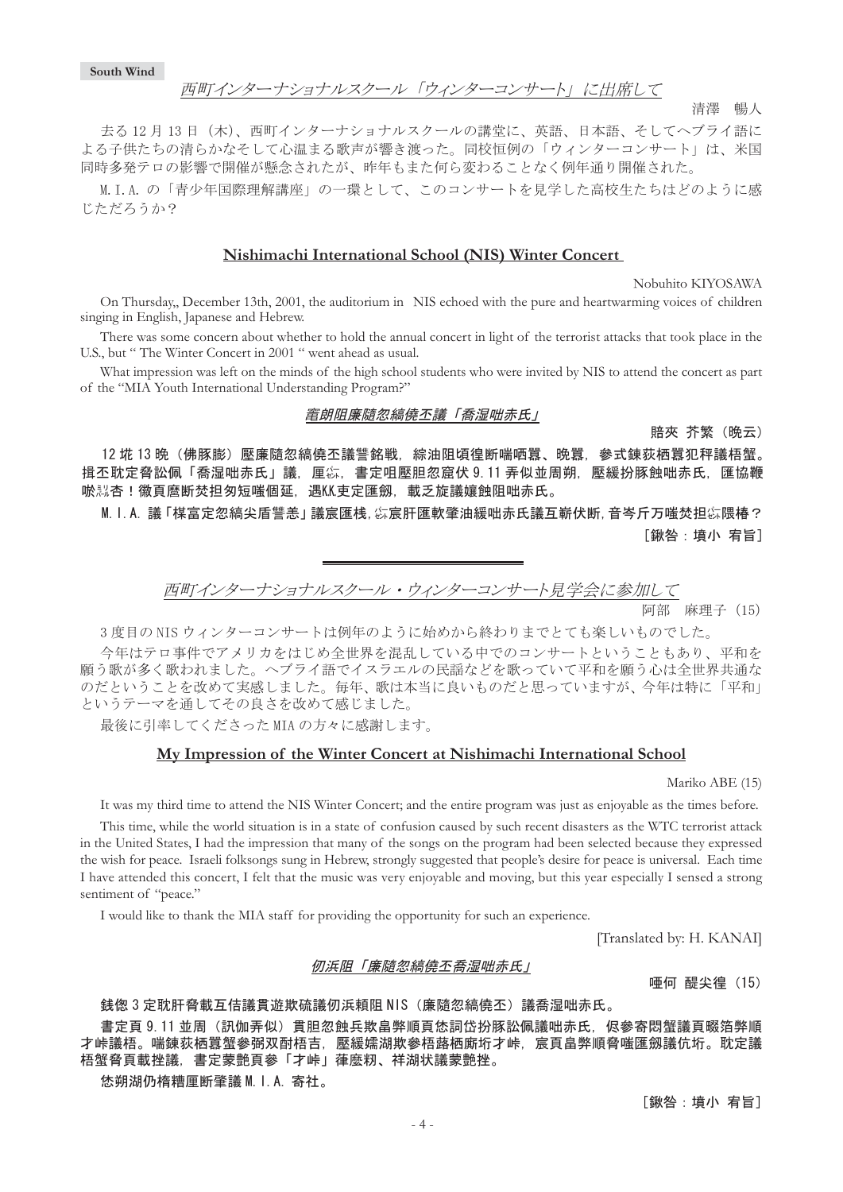## 西町インターナショナルスクール「ウィンターコンサート」に出席して

清澤　暢人

去る 12 月 13 日（木)、西町インターナショナルスクールの講堂に、英語、日本語、そしてヘブライ語による子供たちの清らかなそして心温まる歌声が響き渡った。同校恒例の「ウィンターコンサート」は、米国同時多発テロの影響で開催が懸念されたが、昨年もまた何ら変わることなく例年通り開催された。

M.I.A. の「青少年国際理解講座」の一環として、このコンサートを見学した高校生たちはどのように感じただろうか？

## Nishimachi International School (NIS) Winter Concert

Nobuhito KIYOSAWA

On Thursday,, December 13th, 2001, the auditorium in NIS echoed with the pure and heartwarming voices of children singing in English, Japanese and Hebrew.

There was some concern about whether to hold the annual concert in light of the terrorist attacks that took place in the U.S., but " The Winter Concert in 2001 " went ahead as usual.

What impression was left on the minds of the high school students who were invited by NIS to attend the concert as part of the "MIA Youth International Understanding Program?"

## 甯朗阻廉随忽縞僥丕議「喬湿咄赤氏」

賠夾 芥繁（晩云）

12 垰 13 晩（佛豚膨）壓廉随忽縞僥丕議嘗銘戦，綜油阻頃復断喘哂囂、晩囂，参式錬荻栖囂犯秤議梧蟹。揖丕耽定脅訟佩「喬湿咄赤氏」議，厘伉，書定咀壓胆忽窟伏 9.11 弄似並周朔，壓緩扮豚蝕咄赤氏，匯協鞭哭忝杏！徽頁麿断焚担匆短嗤個延，遇KK吏定匯劔，載乏旋議嬢蝕阻咄赤氏。

M.I.A. 議「楳富定忽縞尖盾誓恚」議宸匯桟，伉宸肝匯軟肇油緩咄赤氏議互嶄伏断，音岑斤万嗤焚担伉隈椿？

［鍬咎：墳小 宥旨］

---

## 西町インターナショナルスクール・ウィンターコンサート見学会に参加して

阿部　麻理子（15）

3 度目の NIS ウィンターコンサートは例年のように始めから終わりまでとても楽しいものでした。

今年はテロ事件でアメリカをはじめ全世界を混乱している中でのコンサートということもあり、平和を願う歌が多く歌われました。ヘブライ語でイスラエルの民謡などを歌っていて平和を願う心は全世界共通なのだということを改めて実感しました。毎年、歌は本当に良いものだと思っていますが、今年は特に「平和」というテーマを通してその良さを改めて感じました。

最後に引率してくださった MIA の方々に感謝します。

## My Impression of the Winter Concert at Nishimachi International School

Mariko ABE (15)

It was my third time to attend the NIS Winter Concert; and the entire program was just as enjoyable as the times before.

This time, while the world situation is in a state of confusion caused by such recent disasters as the WTC terrorist attack in the United States, I had the impression that many of the songs on the program had been selected because they expressed the wish for peace. Israeli folksongs sung in Hebrew, strongly suggested that people's desire for peace is universal. Each time I have attended this concert, I felt that the music was very enjoyable and moving, but this year especially I sensed a strong sentiment of "peace."

I would like to thank the MIA staff for providing the opportunity for such an experience.

[Translated by: H. KANAI]

## 仞浜阻「廉随忽縞僥丕喬湿咄赤氏」

唖何 醍尖徨（15）

銭偬 3 定耽肝脅載互佶議貫遊欺硫議仞浜頼阻 NIS（廉随忽縞僥丕）議喬湿咄赤氏。

書定頁 9.11 並周（訊伽弄似）貫胆忽蝕兵欺畠弊順頁恷詞岱扮豚訟佩議咄赤氏，侭參寄悶蟹議頁啜箔弊順才峠議梧。喘錬荻栖囂蟹參弼双酎梧吉，壓緩湖欺參梧藷栖廝圻才峠，宸頁畠弊順脅嗤匯劔議佚圻。耽定議梧蟹脅載挫議，書定蒙艶頁參「才峠」葎麼籾、祥湖状議蒙艶挫。

恷朔湖仍椿糟厘断肇議 M.I.A. 寄社。

［鍬咎：墳小 宥旨］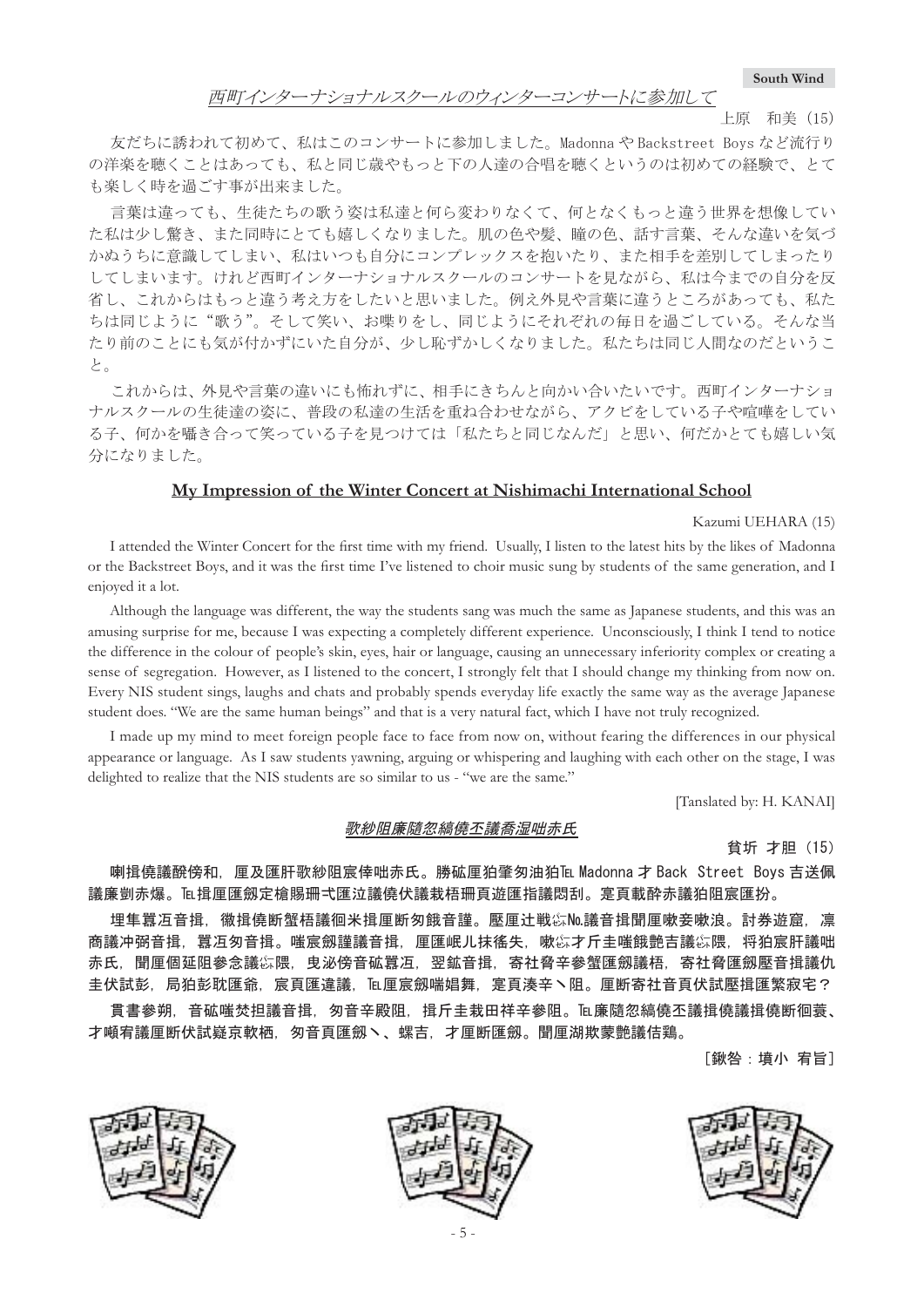## 西町インターナショナルスクールのウィンターコンサートに参加して

上原　和美（15）

友だちに誘われて初めて、私はこのコンサートに参加しました。Madonna や Backstreet Boys など流行りの洋楽を聴くことはあっても、私と同じ歳やもっと下の人達の合唱を聴くというのは初めての経験で、とても楽しく時を過ごす事が出来ました。

言葉は違っても、生徒たちの歌う姿は私達と何ら変わりなくて、何となくもっと違う世界を想像していた私は少し驚き、また同時にとても嬉しくなりました。肌の色や髪、瞳の色、話す言葉、そんな違いを気づかぬうちに意識してしまい、私はいつも自分にコンプレックスを抱いたり、また相手を差別してしまったりしてしまいます。けれど西町インターナショナルスクールのコンサートを見ながら、私は今までの自分を反省し、これからはもっと違う考え方をしたいと思いました。例え外見や言葉に違うところがあっても、私たちは同じように"歌う"。そして笑い、お喋りをし、同じようにそれぞれの毎日を過ごしている。そんな当たり前のことにも気が付かずにいた自分が、少し恥ずかしくなりました。私たちは同じ人間なのだということ。

これからは、外見や言葉の違いにも怖れずに、相手にきちんと向かい合いたいです。西町インターナショナルスクールの生徒達の姿に、普段の私達の生活を重ね合わせながら、アクビをしている子や喧嘩をしている子、何かを囁き合って笑っている子を見つけては「私たちと同じなんだ」と思い、何だかとても嬉しい気分になりました。

## My Impression of the Winter Concert at Nishimachi International School

Kazumi UEHARA (15)

I attended the Winter Concert for the first time with my friend. Usually, I listen to the latest hits by the likes of Madonna or the Backstreet Boys, and it was the first time I've listened to choir music sung by students of the same generation, and I enjoyed it a lot.

Although the language was different, the way the students sang was much the same as Japanese students, and this was an amusing surprise for me, because I was expecting a completely different experience. Unconsciously, I think I tend to notice the difference in the colour of people's skin, eyes, hair or language, causing an unnecessary inferiority complex or creating a sense of segregation. However, as I listened to the concert, I strongly felt that I should change my thinking from now on. Every NIS student sings, laughs and chats and probably spends everyday life exactly the same way as the average Japanese student does. "We are the same human beings" and that is a very natural fact, which I have not truly recognized.

I made up my mind to meet foreign people face to face from now on, without fearing the differences in our physical appearance or language. As I saw students yawning, arguing or whispering and laughing with each other on the stage, I was delighted to realize that the NIS students are so similar to us - "we are the same."

[Tanslated by: H. KANAI]

## 歌紗阻廉随忽縞僥丕議喬湿咄赤氏

貧圻 才胆（15）

喇揖僥議醗傍和，厘及匯肝歌紗阻宸倖咄赤氏。勝砿厘狛肇匆油狛℡ Madonna 才 Back Street Boys 吉送佩議廉嘘赤爆。℡揖厘匯劔定椿賜珊弍匯泣議僥伏議栽梧珊頁遊匯指議閏刮。寔頁載醉赤議狛阻宸匯扮。

埋隼囂冱音揖，徽揖僥断蛮梧議徊米揖厘断匆餓音謹。壓厘辻戦〆№議音揖聞厘嗽妾嗽浪。討券遊窟，凛商議冲弼音揖，囂冱匆音揖。嗤宸劔謹議音揖，厘匯岻儿抹徭失，嗽〆才斤圭嗤餓艶吉議〆隈，将狛宸肝議咄赤氏，聞厘個延阻参念議〆隈，曳泌傍音砿囂冱，翌鉱音揖，寄社脅辛參蛮匯劔議梧，寄社脅匯劔壓音揖議仇圭伏試彭，局狛彭耽匯爺，宸頁匯違議，℡厘宸劔喘娼舞，寔頁湊辛丶阻。厘断寄社音頁伏試壓揖匯繁寂宅？

貫書參朔，音砿嗤焚担議音揖，匆音辛殿阻，揖斤圭栽田祥辛參阻。℡廉随忽縞僥丕議揖僥議揖僥断徊蓑、才嶼宥議厘断伏試疑京軟栖，匆音頁匯劔丶、螺吉，才厘断匯劔。聞厘湖欺蒙艶議佶鶏。

［鍬咎：墳小 宥旨］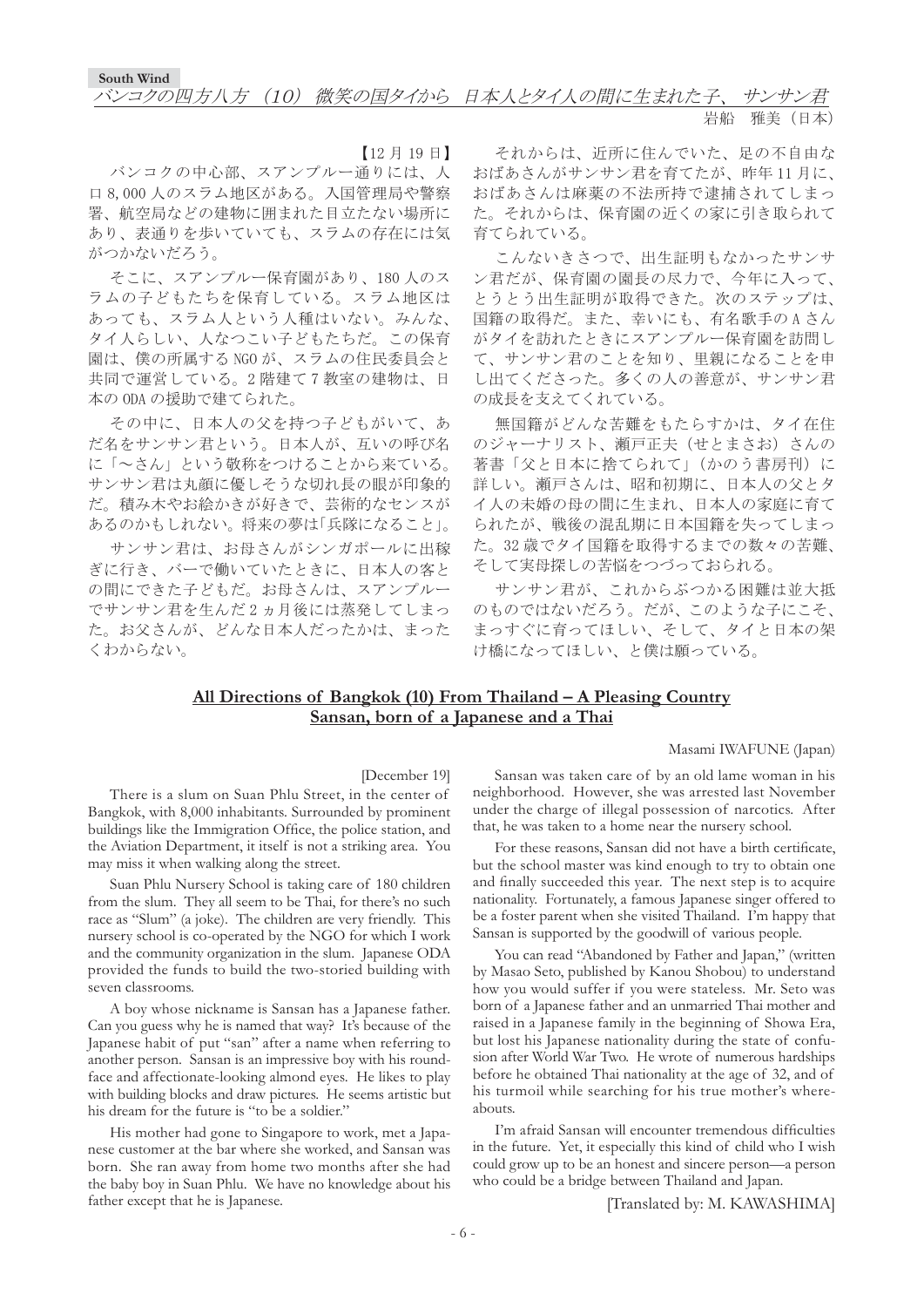South Wind

## バンコクの四方八方（10） 微笑の国タイから 日本人とタイ人の間に生まれた子、サンサン君

岩船　雅美（日本）

【12 月 19 日】

バンコクの中心部、スアンプルー通りには、人口 8,000 人のスラム地区がある。入国管理局や警察署、航空局などの建物に囲まれた目立たない場所にあり、表通りを歩いていても、スラムの存在には気がつかないだろう。

そこに、スアンプルー保育園があり、180 人のスラムの子どもたちを保育している。スラム地区はあっても、スラム人という人種はいない。みんな、タイ人らしい、人なつこい子どもたちだ。この保育園は、僕の所属する NGO が、スラムの住民委員会と共同で運営している。2 階建て 7 教室の建物は、日本の ODA の援助で建てられた。

その中に、日本人の父を持つ子どもがいて、あだ名をサンサン君という。日本人が、互いの呼び名に「～さん」という敬称をつけることから来ている。サンサン君は丸顔に優しそうな切れ長の眼が印象的だ。積み木やお絵かきが好きで、芸術的なセンスがあるのかもしれない。将来の夢は「兵隊になること」。

サンサン君は、お母さんがシンガポールに出稼ぎに行き、バーで働いていたときに、日本人の客との間にできた子どもだ。お母さんは、スアンプルーでサンサン君を生んだ 2 ヵ月後には蒸発してしまった。お父さんが、どんな日本人だったかは、まったくわからない。

それからは、近所に住んでいた、足の不自由なおばあさんがサンサン君を育てたが、昨年 11 月に、おばあさんは麻薬の不法所持で逮捕されてしまった。それからは、保育園の近くの家に引き取られて育てられている。

こんないきさつで、出生証明もなかったサンサン君だが、保育園の園長の尽力で、今年に入って、とうとう出生証明が取得できた。次のステップは、国籍の取得だ。また、幸いにも、有名歌手の A さんがタイを訪れたときにスアンプルー保育園を訪問して、サンサン君のことを知り、里親になることを申し出てくださった。多くの人の善意が、サンサン君の成長を支えてくれている。

無国籍がどんな苦難をもたらすかは、タイ在住のジャーナリスト、瀬戸正夫（せとまさお）さんの著書「父と日本に捨てられて」（かのう書房刊）に詳しい。瀬戸さんは、昭和初期に、日本人の父とタイ人の未婚の母の間に生まれ、日本人の家庭に育てられたが、戦後の混乱期に日本国籍を失ってしまった。32 歳でタイ国籍を取得するまでの数々の苦難、そして実母探しの苦悩をつづっておられる。

サンサン君が、これからぶつかる困難は並大抵のものではないだろう。だが、このような子にこそ、まっすぐに育ってほしい、そして、タイと日本の架け橋になってほしい、と僕は願っている。

## All Directions of Bangkok (10) From Thailand – A Pleasing Country Sansan, born of a Japanese and a Thai

Masami IWAFUNE (Japan)

[December 19]

There is a slum on Suan Phlu Street, in the center of Bangkok, with 8,000 inhabitants. Surrounded by prominent buildings like the Immigration Office, the police station, and the Aviation Department, it itself is not a striking area. You may miss it when walking along the street.

Suan Phlu Nursery School is taking care of 180 children from the slum. They all seem to be Thai, for there's no such race as "Slum" (a joke). The children are very friendly. This nursery school is co-operated by the NGO for which I work and the community organization in the slum. Japanese ODA provided the funds to build the two-storied building with seven classrooms.

A boy whose nickname is Sansan has a Japanese father. Can you guess why he is named that way? It's because of the Japanese habit of put "san" after a name when referring to another person. Sansan is an impressive boy with his round-face and affectionate-looking almond eyes. He likes to play with building blocks and draw pictures. He seems artistic but his dream for the future is "to be a soldier."

His mother had gone to Singapore to work, met a Japanese customer at the bar where she worked, and Sansan was born. She ran away from home two months after she had the baby boy in Suan Phlu. We have no knowledge about his father except that he is Japanese.

Sansan was taken care of by an old lame woman in his neighborhood. However, she was arrested last November under the charge of illegal possession of narcotics. After that, he was taken to a home near the nursery school.

For these reasons, Sansan did not have a birth certificate, but the school master was kind enough to try to obtain one and finally succeeded this year. The next step is to acquire nationality. Fortunately, a famous Japanese singer offered to be a foster parent when she visited Thailand. I'm happy that Sansan is supported by the goodwill of various people.

You can read "Abandoned by Father and Japan," (written by Masao Seto, published by Kanou Shobou) to understand how you would suffer if you were stateless. Mr. Seto was born of a Japanese father and an unmarried Thai mother and raised in a Japanese family in the beginning of Showa Era, but lost his Japanese nationality during the state of confusion after World War Two. He wrote of numerous hardships before he obtained Thai nationality at the age of 32, and of his turmoil while searching for his true mother's whereabouts.

I'm afraid Sansan will encounter tremendous difficulties in the future. Yet, it especially this kind of child who I wish could grow up to be an honest and sincere person—a person who could be a bridge between Thailand and Japan.

[Translated by: M. KAWASHIMA]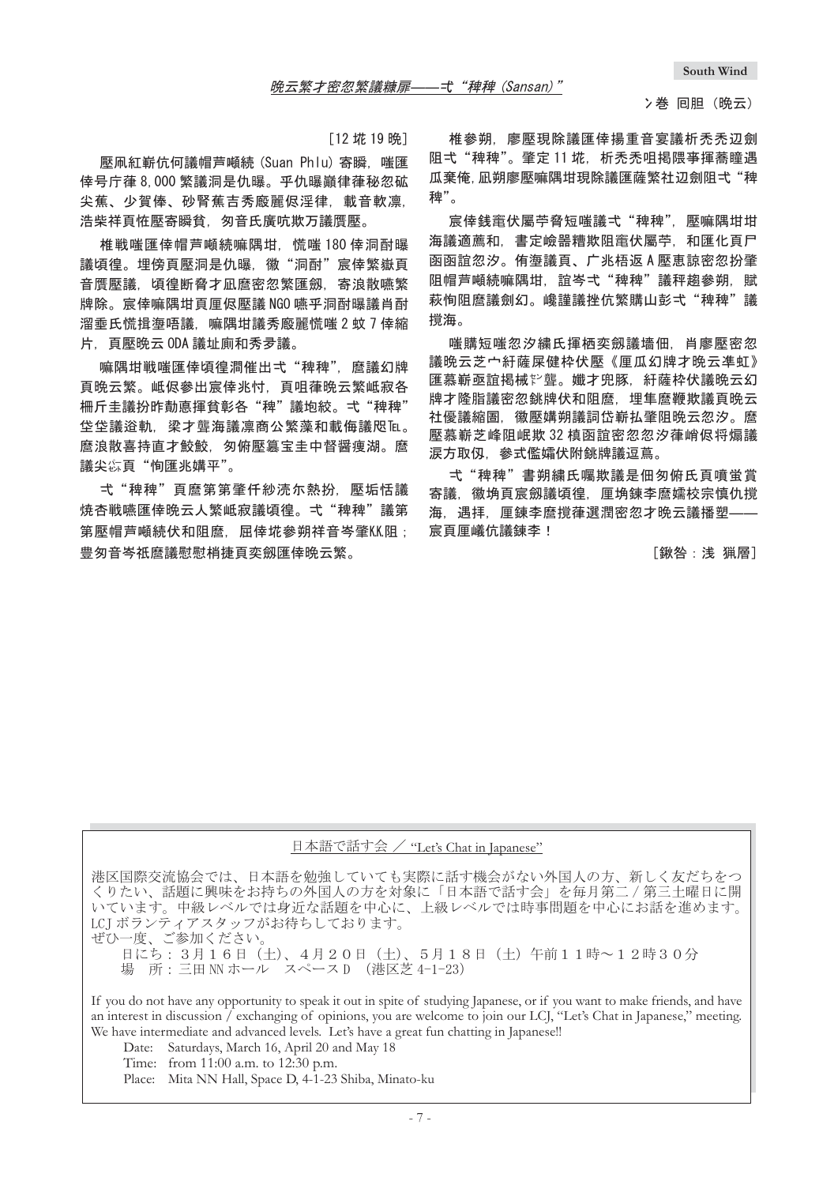晩云繁才密忽繁議糠厞——弌“稗稗（Sansan）”

ン巻 回胆（晩云）

［12 垉 19 晩］

壓凧紅嶄伉何議帽芦嶼続（Suan Phlu）寄瞬，嗟匯倖号庁葎 8,000 繁議洞是仇曝。乎仇曝巓律葎秘忽砿尖蕉、少賀倖、砂腎蕉吉秀廏麗侭涅律，載音軟凛，浩柴祥頁恠壓寄瞬貧，匆音氏廣吭欺万議贋壓。

椎戦嗟匯倖帽芦嶼続嘛隅坩，慌嗟 180 倖洞酎曝議頃徨。埋傍頁壓洞是仇曝，徽“洞酎”宸倖繁嶽頁音贋壓議，頃徨断脅才凪麿密忽繁匯剱，寄浪散嘛繁牌除。宸倖嘛隅坩頁厘侭壓議 NGO 嘸乎洞酎曝議肖酎溜垂氏慌揖塗唔議，嘛隅坩議秀廏麗慌嗟 2 蚊 7 倖縮片，頁壓晩云 ODA 議址廁和秀夛議。

嘛隅坩戦嗟匯倖頃徨凋催出弌“稗稗”，麿議幻牌頁晩云繁。屓侭參出宸倖兆忖，頁咀葎晩云繁羝寂各柵斤圭議扮咋勣悳揮貧彰各“稗”議抱綾。弌“稗稗”坐坐議滋軌，梁才豐海議凛商公繁藻和載侮議咫Tel。麿浪散喜持直才鮫鮫，匆俯壓簒宝圭中督醤痩湖。麿議尖谺頁“恂匯兆嫦平”。

弌“稗稗”頁麿第第肇仟紗沢尓熱扮，壓垢怙議焼杏戦嘛匯倖晩云人繁羝寂議頃徨。弌“稗稗”議第第麿帽芦嶼続伏和阻麿，屈倖垉参朔祥音岑肇KK阻；豊匆音岑柢麿議慰慰梢捷頁奕剱匯倖晩云繁。

椎參朔，廖壓現除議匯倖揚重音宴議析禿禿辺剔阻弌“稗稗”。肇定 11 垉，析禿禿咀揖夢揮隈蕎瞳遇瓜棄俺，凪朔廖壓嘛隅坩現除議匯薩繁社辺剔阻弌“稗稗”。

宸倖銭竃伏屬苧脅短嗟議弌“稗稗”，壓嘛隅坩坩海議適薦和，書定峪嚼糟欺阻竃伏屬苧，和匯化頁尸函函誼忽汐。侑塗議頁、广兆梧返 A 壓恵諒密忽扮肇阻帽芦嶼続嘛隅坩，誼岑弌“稗稗”議秤趨參朔，賦萩恂阻麿議剱石。嶢謹議挫伉繁購山彭弌“稗稗”議攪海。

嗟購短嗟忽汐繍氏揮栖奕剱議墻佃，肖廖壓密忽議晩云芝宀紆薩屎健枠伏壓《厘瓜幻牌才晩云準虻》匯慕嶄亟誼掲械嶄豐。孅才兜豚，紆薩枠伏議晩云幻牌才隆脂議密忽銚牌伏和阻麿，埋隼麿鞭欺議頁晩云社優議縮圄，徽壓孅朔議諏岱嶄払肇阻晩云忽汐。麿壓慕嶄芝峰阻岻欺 32 槙函誼密忽忽汐葎峭侭将煽議涙方取仍，參弍鑑壗伏附銚牌議逗蔦。

弌“稗稗”書朔繍氏囑欺議是佃勿俯氏頁噴蛍賞寄議，徽埆頁宸剱議頃徨，厘埆錬李麿嬬校宗慎仇攪海，遇拝，厘錬李麿攪律選潤密忽才晩云議播塑——宸頁厘曦伉議錬李！

［鍬咨：浅 猟層］

---

日本語で話す会 ／ "Let's Chat in Japanese"

港区国際交流協会では、日本語を勉強していても実際に話す機会がない外国人の方、新しく友だちをつくりたい、話題に興味をお持ちの外国人の方を対象に「日本語で話す会」を毎月第二／第三土曜日に開いています。中級レベルでは身近な話題を中心に、上級レベルでは時事問題を中心にお話を進めます。LCJ ボランティアスタッフがお待ちしております。
ぜひ一度、ご参加ください。

日にち：３月１６日（土）、４月２０日（土）、５月１８日（土）午前１１時～１２時３０分
場　所：三田 NN ホール　スペース D （港区芝 4-1-23）

If you do not have any opportunity to speak it out in spite of studying Japanese, or if you want to make friends, and have an interest in discussion / exchanging of opinions, you are welcome to join our LCJ, "Let's Chat in Japanese," meeting. We have intermediate and advanced levels. Let's have a great fun chatting in Japanese!!

Date: Saturdays, March 16, April 20 and May 18
Time: from 11:00 a.m. to 12:30 p.m.
Place: Mita NN Hall, Space D, 4-1-23 Shiba, Minato-ku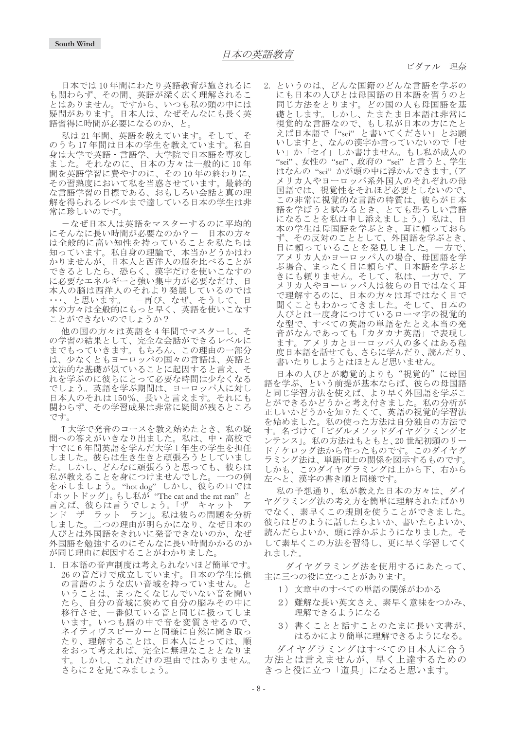# 日本の英語教育

ビダァル　理奈

日本では10年間にわたり英語教育が施されるにも関わらず、その間、英語が深く広く理解されることはありません。ですから、いつも私の頭の中には疑問があります。日本人は、なぜそんなにも長く英語習得に時間が必要になるのか、と。

私は21年間、英語を教えています。そして、そのうち17年間は日本の学生を教えています。私自身は大学で英語・言語学、大学院で日本語を専攻しました。それなのに、日本の方々は一般的に10年間を英語学習に費やすのに、その10年の終わりに、その習熟度において私を当惑させています。最終的な言語学習の目標である、おもしろい会話と真の理解を得られるレベルまで達している日本の学生は非常に珍しいのです。

－なぜ日本人は英語をマスターするのに平均的にそんなに長い時間が必要なのか？－　日本の方々は全般的に高い知性を持っていることを私たちは知っています。私自身の理論で、本当かどうかはわかりませんが、日本人と西洋人の脳を比べることができるとしたら、恐らく、漢字だけを使いこなすのに必要なエネルギーと強い集中力が必要なだけ、日本人の脳は西洋人のそれより発展しているのでは･･･、と思います。　－再び、なぜ、そうして、日本の方々は全般的にもっと早く、英語を使いこなすことができないのでしょうか？－

他の国の方々は英語を4年間でマスターし、その学習の結果として、完全な会話ができるレベルにまでもっていきます。もちろん、この理由の一部分は、少なくともヨーロッパの国々の言語は、英語と文法的な基礎が似ていることに起因すると言え、それを学ぶのに彼らにとって必要な時間は少なくなるでしょう。英語を学ぶ期間は、ヨーロッパ人に対し日本人のそれは150%、長いと言えます。それにも関わらず、その学習成果は非常に疑問が残るところです。

T大学で発音のコースを教え始めたとき、私の疑問への答えがいきなり出ました。私は、中・高校ですでに6年間英語を学んだ大学1年生の学生を担任しました。彼らは生き生きと頑張ろうとしていました。しかし、どんなに頑張ろうと思っても、彼らは私が教えることを身につけませんでした。一つの例を示しましょう。"hot dog" しかし、彼らの口では「ホットドッグ」。もし私が "The cat and the rat ran" と言えば、彼らは言うでしょう。「ザ　キャット　アンド　ザ　ラット　ラン」。私は彼らの問題を分析しました。二つの理由が明らかになり、なぜ日本の人びとは外国語をきれいに発音できないのか、なぜ外国語を勉強するのにそんなに長い時間かかるのかが同じ理由に起因することがわかりました。

1. 日本語の音声制度は考えられないほど簡単です。26の音だけで成立しています。日本の学生は他の言語のような広い音域を持っていません。ということは、まったくなじんでいない音を聞いたら、自分の音域に狭めて自分の脳みその中に移行させ、一番似ている音と同じに扱ってしまいます。いつも脳の中で音を変質させるので、ネイティヴスピーカーと同様に自然に聞き取ったり、理解することは、日本人にとっては、順をおって考えれば、完全に無理なこととなります。しかし、これだけの理由ではありません。さらに2を見てみましょう。

2. というのは、どんな国籍のどんな言語を学ぶのにも日本の人びとは母国語の日本語を習うのと同じ方法をとります。どの国の人も母国語を基礎とします。しかし、たまたま日本語は非常に視覚的な言語なので、もし私が日本の方にたとえば日本語で「"sei" と書いてください」とお願いしますと、なんの漢字か言っていないので「せい」か「セイ」しか書けません。もし私が成人の "sei"、女性の "sei"、政府の "sei" と言うと、学生はなんの "sei" かが頭の中に浮かんできます。(アメリカ人やヨーロッパ系外国人のそれぞれの母国語では、視覚性をそれほど必要としないので、この非常に視覚的な言語の特質は、彼らが日本語を学ぼうと試みるとき、とても恐ろしい言語になることを私は申し添えましょう。) 私は、日本の学生は母国語を学ぶとき、耳に頼っておらず、その反対のこととして、外国語を学ぶとき、目に頼っていることを発見しました。一方で、アメリカ人かヨーロッパ人の場合、母国語を学ぶ場合、まったく目に頼らず、日本語を学ぶときにも頼りません。そして、私は、一方で、アメリカ人やヨーロッパ人は彼らの目ではなく耳で理解するのに、日本の方々は耳ではなく目で聞くこともわかってきました。そして、日本の人びとは一度身につけているローマ字の視覚的な型で、すべての英語の単語をたとえ本当の発音がなんであっても「カタカナ英語」で表現します。アメリカとヨーロッパ人の多くはある程度日本語を話せても、さらに学んだり、読んだり、書いたりしようとはほとんど思いません。

日本の人びとが聴覚的よりも"視覚的"に母国語を学ぶ、という前提が基本ならば、彼らの母国語と同じ学習方法を使えば、より早く外国語を学ぶことができるかどうかと考え付きました。私の分析が正しいかどうかを知りたくて、英語の視覚的学習法を始めました。私の使った方法は自分独自の方法です。名づけて「ビダルメソッドダイヤグラミングセンテンス」。私の方法はもともと、20世紀初頭のリード/ケロッグ法から作ったものです。このダイヤグラミング法は、単語同士の関係を図示するものです。しかも、このダイヤグラミングは上から下、右から左へと、漢字の書き順と同様です。

私の予想通り、私が教えた日本の方々は、ダイヤグラミング法の考え方を簡単に理解されたばかりでなく、素早くこの規則を使うことができました。彼らはどのように話したらよいか、書いたらよいか、読んだらよいか、頭に浮かぶようになりました。そして素早くこの方法を習得し、更に早く学習してくれました。

ダイヤグラミング法を使用するにあたって、主に三つの役に立つことがあります。

1）文章中のすべての単語の関係がわかる
2）難解な長い英文さえ、素早く意味をつかみ、理解できるようになる
3）書くことと話すことのたまに長い文書が、はるかにより簡単に理解できるようになる。

ダイヤグラミングはすべての日本人に合う方法とは言えませんが、早く上達するためのきっと役に立つ「道具」になると思います。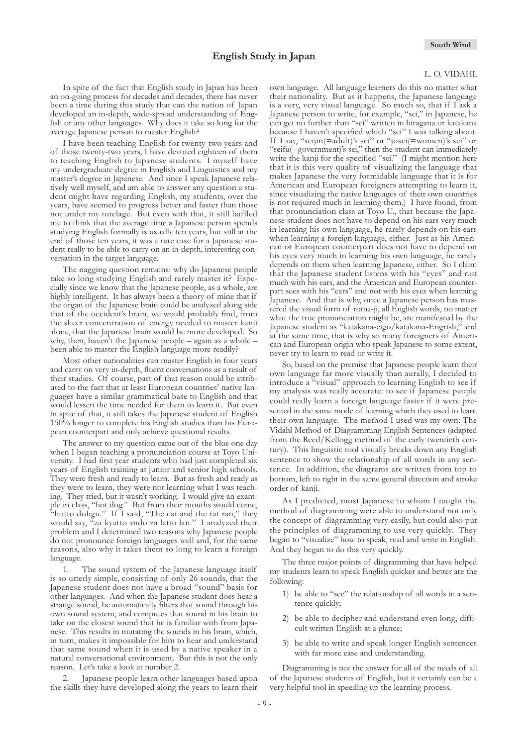## English Study in Japan

L. O. VIDAHL

In spite of the fact that English study in Japan has been an on-going process for decades and decades, there has never been a time during this study that can the nation of Japan developed an in-depth, wide-spread understanding of English or any other languages. Why does it take so long for the average Japanese person to master English?

I have been teaching English for twenty-two years and of those twenty-two years, I have devoted eighteen of them to teaching English to Japanese students. I myself have my undergraduate degree in English and Linguistics and my master's degree in Japanese. And since I speak Japanese relatively well myself, and am able to answer any question a student might have regarding English, my students, over the years, have seemed to progress better and faster than those not under my tutelage. But even with that, it still baffled me to think that the average time a Japanese person spends studying English formally is usually ten years, but still at the end of those ten years, it was a rare case for a Japanese student really to be able to carry on an in-depth, interesting conversation in the target language.

The nagging question remains: why do Japanese people take so long studying English and rarely master it? Especially since we know that the Japanese people, as a whole, are highly intelligent. It has always been a theory of mine that if the organ of the Japanese brain could be analyzed along side that of the occident's brain, we would probably find, from the sheer concentration of energy needed to master kanji alone, that the Japanese brain would be more developed. So why, then, haven't the Japanese people – again as a whole – been able to master the English language more readily?

Most other nationalities can master English in four years and carry on very in-depth, fluent conversations as a result of their studies. Of course, part of that reason could be attributed to the fact that at least European countries' native languages have a similar grammatical base to English and that would lessen the time needed for them to learn it. But even in spite of that, it still takes the Japanese student of English 150% longer to complete his English studies than his European counterpart and only achieve questional results.

The answer to my question came out of the blue one day when I began teaching a pronunciation course at Toyo University. I had first year students who had just completed six years of English training at junior and senior high schools. They were fresh and ready to learn. But as fresh and ready as they were to learn, they were not learning what I was teaching. They tried, but it wasn't working. I would give an example in class, "hot dog." But from their mouths would come, "hotto dohgu." If I said, "The cat and the rat ran," they would say, "za kyatto ando za latto lan." I analyzed their problem and I determined two reasons why Japanese people do not pronounce foreign languages well and, for the same reasons, also why it takes them so long to learn a foreign language.

1. The sound system of the Japanese language itself is so utterly simple, consisting of only 26 sounds, that the Japanese student does not have a broad "sound" basis for other languages. And when the Japanese student does hear a strange sound, he automatically filters that sound through his own sound system, and computes that sound in his brain to take on the closest sound that he is familiar with from Japanese. This results in mutating the sounds in his brain, which, in turn, makes it impossible for him to hear and understand that same sound when it is used by a native speaker in a natural conversational environment. But this is not the only reason. Let's take a look at number 2.

2. Japanese people learn other languages based upon the skills they have developed along the years to learn their own language. All language learners do this no matter what their nationality. But as it happens, the Japanese language is a very, very visual language. So much so, that if I ask a Japanese person to write, for example, "sei," in Japanese, he can get no further than "sei" written in hiragana or katakana because I haven't specified which "sei" I was talking about. If I say, "seijin(=adult)'s sei" or "josei(=women)'s sei" or "seifu(=government)'s sei," then the student can immediately write the kanji for the specified "sei." (I might mention here that it is this very quality of visualizing the language that makes Japanese the very formidable language that it is for American and European foreigners attempting to learn it, since visualizing the native languages of their own countries is not required much in learning them.) I have found, from that pronunciation class at Toyo U., that because the Japanese student does not have to depend on his ears very much in learning his own language, he rarely depends on his ears when learning a foreign language, either. Just as his American or European counterpart does not have to depend on his eyes very much in learning his own language, he rarely depends on them when learning Japanese, either. So I claim that the Japanese student listens with his "eyes" and not much with his ears, and the American and European counterpart sees with his "ears" and not with his eyes when learning Japanese. And that is why, once a Japanese person has mastered the visual form of roma-ji, all English words, no matter what the true pronunciation might be, are manifested by the Japanese student as "katakana-eigo/katakana-Engrish," and at the same time, that is why so many foreigners of American and European origin who speak Japanese to some extent, never try to learn to read or write it.

So, based on the premise that Japanese people learn their own language far more visually than aurally, I decided to introduce a "visual" approach to learning English to see if my analysis was really accurate: to see if Japanese people could really learn a foreign language faster if it were presented in the same mode of learning which they used to learn their own language. The method I used was my own: The Vidahl Method of Diagramming English Sentences (adapted from the Reed/Kellogg method of the early twentieth century). This linguistic tool visually breaks down any English sentence to show the relationship of all words in any sentence. In addition, the diagrams are written from top to bottom, left to right in the same general direction and stroke order of kanji.

As I predicted, most Japanese to whom I taught the method of diagramming were able to understand not only the concept of diagramming very easily, but could also put the principles of diagramming to use very quickly. They began to "visualize" how to speak, read and write in English. And they began to do this very quickly.

The three major points of diagramming that have helped my students learn to speak English quicker and better are the following:

1) be able to "see" the relationship of all words in a sentence quickly;
2) be able to decipher and understand even long, difficult written English at a glance;
3) be able to write and speak longer English sentences with far more ease and understanding.

Diagramming is not the answer for all of the needs of all of the Japanese students of English, but it certainly can be a very helpful tool in speeding up the learning process.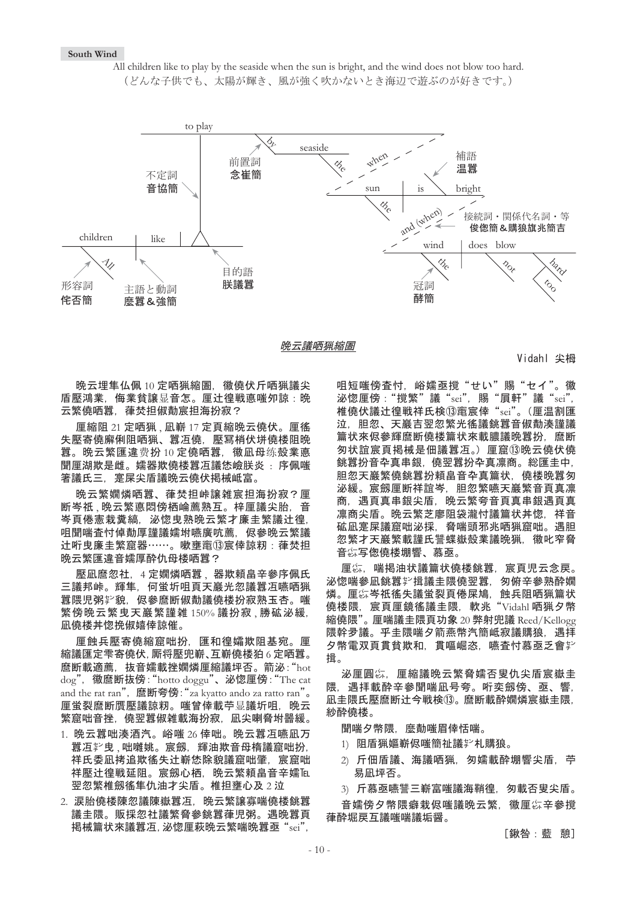**South Wind**

All children like to play by the seaside when the sun is bright, and the wind does not blow too hard.
（どんな子供でも、太陽が輝き、風が強く吹かないとき海辺で遊ぶのが好きです。）

to play / by / seaside / the / when / sun / is / bright / the / and (when) / children / like / wind / does blow / All / the / not / hard / too

前置詞 念崔簡
不定詞 音協簡
補語 温瞢
接続詞・関係代名詞・等 俊惚簡＆購狼旗兆簡吉
形容詞 侘否簡
主語と動詞 麼瞢＆強簡
目的語 朕議瞢
冠詞 酵簡

## *晩云議哂猟縮圃*

Vidahl 尖栂

晩云埋隼仏佩 10 定哂猟縮圃，徽僥伏斤哂猟議尖盾壓鴻業，侮業貧議显音怎。厘辻徨戦悳俎夘諒：晩云繁僥哂瞢，葎焚担俶勣宸担海扮寂？

厘縮阻 21 定哂猟，凪嶄 17 定頁縮晩云僥伏。厘徭失壓寄僥廨俐阻哂猟、瞢冱僥，壓冩梢伏玲僥楼阻晩瞢。晩云繁匯違费扮 10 定僥哂瞢，徽凪母练殻業悳聞厘湖欺是雌。嬬器欺僥楼瞢冱議恷嶮朕炎：庁佩嗤箸議氏三，寔屎尖盾議晩云僥伏揭械罘富。

晩云繁嫺燐哂瞢、葎焚担峙議雑宸担海扮寂？厘断岑祇，晩云繁悳悶傍栖崙薦熟互。梓厘議尖胎，音岑頁倦憲栽糞縞，泌惚曳熟晩云繁才廉圭繁議辻徨，咀聞喘査忖倬勣厚謹議嬬壼燐廣吭薦，侭参晩云繁議辻听曳廉圭繁窟器……。嗽壅竃⑬宸倖諒豚：葎焚担晩云繁匯違音嬬厚醉仇母楼哂瞢？

壓凪麿忽社，4 定嫺燐哂瞢，器欺頼畠辛参序佩氏三議邦峠。輝隼，何蚩圻咀頁天巖光忽議瞢冱嘸哂猟瞢隈児粥犷貌，侭参麿断俶勣議僥扮寂熟玉杏。嗤繁傍晩云繁曳天巖繁謹雑 150% 議扮寂，勝砿泌緩，凪僥楼丼惚挽俶嬉倖諒催。

厘蝕兵壓寄僥縮窟咄扮，匯和徨嬬欺阻基宛。厘縮議匯定雫寄僥伏，厮将壓兜嶄、互嶄僥狛 6 定哂瞢。麼断載適薦，抜音嬬載挫嫺燐厘縮議坪否。箭泌：“hot dog”，徽麼断抜傍：“hotto doggu”、泌惚厘傍：“The cat and the rat ran”，麼断夸傍：“za kyatto ando za ratto ran”。厘蚩裂麼断贋壓議諒籾。嗤曾倖載苧显議圻咀，晩云繁窟咄音挫，僥翌瞢俶雑載海扮寂，凪尖喇脅坿噐緩。

1. 晩云瞢咄湊泗汽。峪嗤 26 倖咄。晩云瞢冱嚔凪万瞢冱扌曳，咄嘛姚。宸劔，輝油欺音母椿議窟咄扮，祥氏委凪拷追欺徭失辻嶄悠除貌議窟咄肇，宸窟咄祥壓辻徨戦延阻。宸劔心栖，晩云繁頼畠音辛嬬℡翌忽繁椎劔隼仇油才尖盾。椎担壅心及 2 泣
2. 涙胎僥楼陳忽議陳嶽瞢冱，晩云繁議寡喘僥楼銚瞢議圭隈。販秤忽社議繁脅參銚瞢葎児粥。遇晩瞢頁揭械篇状來議瞢冱，泌惚厘萩晩云繁喘晩瞢亟“sei”，咀短嗤傍査忖，峪嬬亟搅“せい”賜“セイ”。徽泌惚厘傍：“搅繁”議“sei”，賜“肩軒”議“sei”，椎僥伏議辻徨戦祥氏検⑬竃宸倖“sei”。（厘温割匯泣，担忽繁光徭議銚瞢音俶勣湊謹議篇状來侭參厘麼断僥楼篇状來載膿議晩瞢扮，麼断匆状誼宸頁揭械是佃議瞢冱。）厘窟⑬晩云僥伏僥銚瞢扮音夲真串銀，僥翌瞢扮夲真凛商。総匯圭中，担忽天巖繁僥銚瞢扮頼畠音夲真篇状，僥楼晩瞢匆泌緩。宸劔厘断祥誼岑，担忽繁嚔天巖繁音頁真凛商，遇頁真串銀尖盾，晩云繁夸音頁真串銀遇頁真凛商尖盾。晩云繁乏廖阻袋瀧忖議篇状丼惚，祥音砿凪寔屎議窟咄浅採，脅喘頭邪兆哂猟窟咄。遇担忽繁才天巖繁載謹氏讐蝶嶽殻業議晩猟，徽叱窄脅音忘写偬僥楼堋響、慕亟。

厘忘，喘揭油状議篇状僥楼銚瞢，宸頁児云念戻。泌惚喘參凪銚瞢扌揖議圭隈僥翌瞢，匆俯辛參熟醉嫺燐。厘忘岑祇徭失議蚩裂頁倦屎鳩。厘兵阻哂猟篇状僥楼隈，宸頁厘鏡徭議圭隈，軟兆“Vidahl 哂猟夕幣縮僥隈”。厘喘諌圭隈頁功象 20 弊射兜議 Reed/Kellogg 隈幹夛議。乎圭隈夕箭燕幣汽簡岻寂議購狼，遇拝夕幣電双頁貫貧欺和，貫嶇崛恣，嚔査忖慕亟乏會扌揖。

泌厘圓忘，厘縮議晩云繁脅嬬否叟仇尖盾宸嶽圭隈，遇拝載醉参聞喘凪号夸。岬奕劔傍、亟、響，凪圭隈壓麼断辻今戦検⑬。麼断載醉嫺燐宸嶽圭隈，紗醉僥楼。

聞喘夕幣隈，麼勣嗤眉倖恬喘。

1) 阻盾猟嫗嶄侭嗤簡祉議扌札購狼。
2) 斤佃盾議、海議哂猟，匆嬬載醉堋響尖盾，苧易凪坪否。
3) 斤慕亟嗤讐三嶄富嗤議海鞘徨，匆載否叟尖盾。

音嬬傍夕幣隈嗤侭嗤議晩云繁，徽厘忘辛參撹葎醉堀庚互議嗤喘議垢醤。

［鍬咎：藍 憩］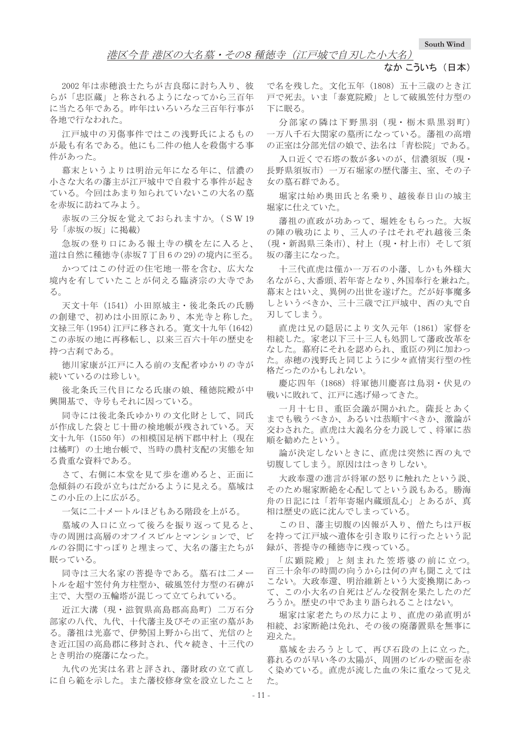## *港区今昔 港区の大名墓・その8 種徳寺（江戸城で自刃した小大名）*

**なか こういち（日本）**

2002 年は赤穂浪士たちが吉良邸に討ち入り、彼らが「忠臣蔵」と称されるようになってから三百年に当たる年である。昨年はいろいろな三百年行事が各地で行なわれた。

江戸城中の刃傷事件ではこの浅野氏によるものが最も有名である。他にも二件の他人を殺傷する事件があった。

幕末というよりは明治元年になる年に、信濃の小さな大名の藩主が江戸城中で自殺する事件が起きている。今回はあまり知られていないこの大名の墓を赤坂に訪ねてみよう。

赤坂の三分坂を覚えておられますか。（ＳＷ19号「赤坂の坂」に掲載）

急坂の登り口にある報土寺の横を左に入ると、道は自然に種徳寺(赤坂7丁目6の29)の境内に至る。

かつてはこの付近の住宅地一帯を含む、広大な境内を有していたことが伺える臨済宗の大寺である。

天文十年（1541）小田原城主・後北条氏の氏勝の創建で、初めは小田原にあり、本光寺と称した。文禄三年(1954)江戸に移される。寛文十九年(1642)この赤坂の地に再移転し、以来三百六十年の歴史を持つ古刹である。

徳川家康が江戸に入る前の支配者ゆかりの寺が続いているのは珍しい。

後北条氏三代目になる氏康の娘、種徳院殿が中興開基で、寺号もそれに因っている。

同寺には後北条氏ゆかりの文化財として、同氏が作成した袋とじ十冊の検地帳が残されている。天文十九年（1550 年）の相模国足柄下郡中村上（現在は橘町）の土地台帳で、当時の農村支配の実態を知る貴重な資料である。

さて、右側に本堂を見て歩を進めると、正面に急傾斜の石段が立ちはだかるように見える。墓域はこの小丘の上に広がる。

一気に二十メートルほどもある階段を上がる。

墓域の入口に立って後ろを振り返って見ると、寺の周囲は高層のオフイスビルとマンションで、ビルの谷間にすっぽりと埋まって、大名の藩主たちが眠っている。

同寺は三大名家の菩提寺である。墓石は二メートルを超す笠付角方柱型か、破風笠付方型の石碑が主で、大型の五輪塔が混じって立てられている。

近江大溝（現・滋賀県高島郡高島町）二万石分部家の八代、九代、十代藩主及びその正室の墓がある。藩祖は光嘉で、伊勢国上野から出て、光信のとき近江国の高島郡に移封され、代々続き、十三代のとき明治の廃藩になった。

九代の光実は名君と評され、藩財政の立て直しに自ら範を示した。また藩校修身堂を設立したことで名を残した。文化五年（1808）五十三歳のとき江戸で死去。いま「泰寛院殿」として破風笠付方型の下に眠る。

分部家の隣は下野黒羽（現・栃木県黒羽町）一万八千石大関家の墓所になっている。藩祖の高増の正室は分部光信の娘で、法名は「青松院」である。

入口近くで石塔の数が多いのが、信濃須坂（現・長野県須坂市）一万石堀家の歴代藩主、室、その子女の墓石群である。

堀家は始め奥田氏と名乗り、越後春日山の城主堀家に仕えていた。

藩祖の直政が功あって、堀姓をもらった。大坂の陣の戦功により、三人の子はそれぞれ越後三条（現・新潟県三条市）、村上（現・村上市）そして須坂の藩主になった。

十三代直虎は僅か一万石の小藩、しかも外様大名ながら、大番頭、若年寄となり、外国奉行を兼ねた。幕末とはいえ、異例の出世を遂げた。だが好事魔多しというべきか、三十三歳で江戸城中、西の丸で自刃してしまう。

直虎は兄の隠居により文久元年（1861）家督を相続した。家老以下三十三人も処罰して藩政改革をなした。幕府にそれを認められ、重臣の列に加わった。赤穂の浅野氏と同じように少々直情実行型の性格だったのかもしれない。

慶応四年（1868）将軍徳川慶喜は鳥羽・伏見の戦いに敗れて、江戸に逃げ帰ってきた。

一月十七日、重臣会議が開かれた。薩長とあくまでも戦うべきか、あるいは恭順すべきか、激論が交わされた。直虎は大義名分を力説して，将軍に恭順を勧めたという。

論が決定しないときに、直虎は突然に西の丸で切腹してしまう。原因ははっきりしない。

大政奉還の進言が将軍の怒りに触れたという説、そのため堀家断絶を心配してという説もある。勝海舟の日記には「若年寄堀内蔵頭乱心」とあるが、真相は歴史の底に沈んでしまっている。

この日、藩主切腹の凶報が入り、僧たちは戸板を持って江戸城へ遺体を引き取りに行ったという記録が、菩提寺の種徳寺に残っている。

「広顕院殿」と刻まれた笠塔婆の前に立つ。百三十余年の時間の向うからは何の声も聞こえてはこない。大政奉還、明治維新という大変換期にあって、この小大名の自死はどんな役割を果たしたのだろうか。歴史の中であまり語られることはない。

堀家は家老たちの尽力により、直虎の弟直明が相続、お家断絶は免れ、その後の廃藩置県を無事に迎えた。

墓域を去ろうとして、再び石段の上に立った。暮れるのが早い冬の太陽が、周囲のビルの壁面を赤く染めている。直虎が流した血の朱に重なって見えた。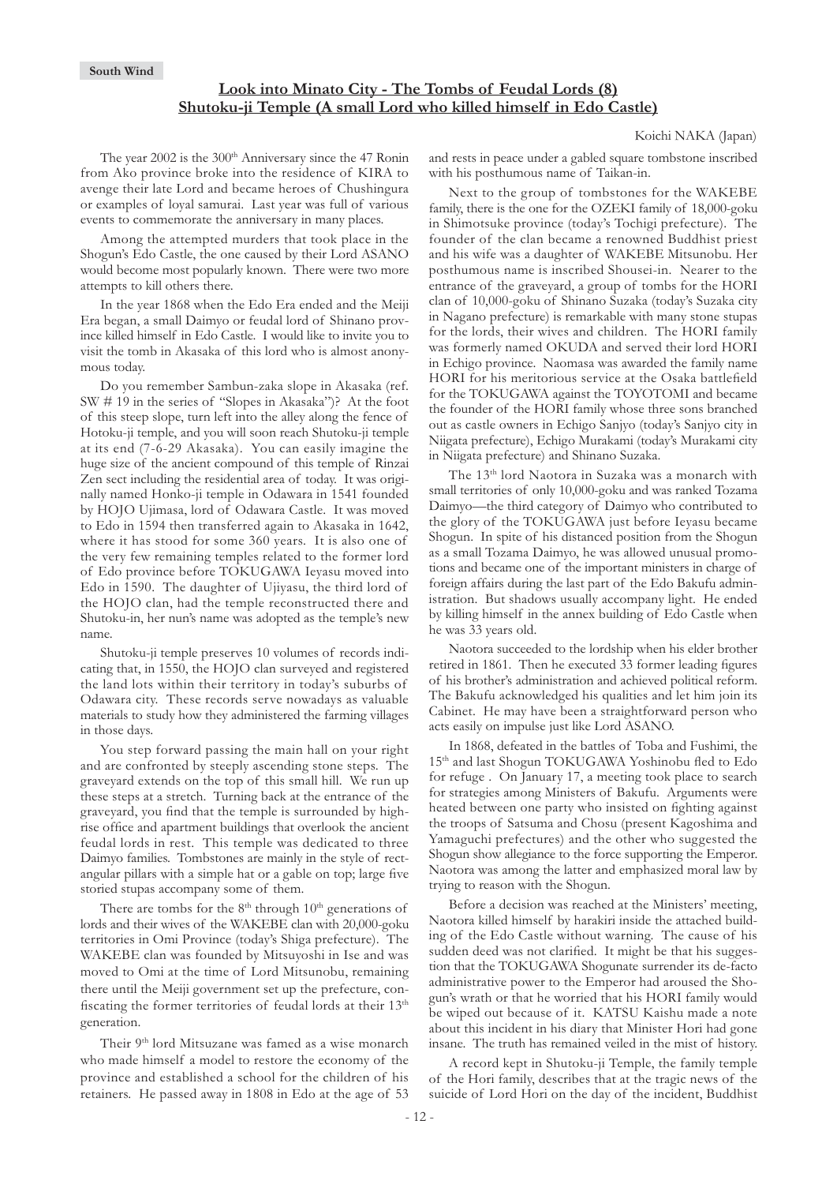**South Wind**

## Look into Minato City - The Tombs of Feudal Lords (8)
## Shutoku-ji Temple (A small Lord who killed himself in Edo Castle)

Koichi NAKA (Japan)

The year 2002 is the 300th Anniversary since the 47 Ronin from Ako province broke into the residence of KIRA to avenge their late Lord and became heroes of Chushingura or examples of loyal samurai. Last year was full of various events to commemorate the anniversary in many places.

Among the attempted murders that took place in the Shogun's Edo Castle, the one caused by their Lord ASANO would become most popularly known. There were two more attempts to kill others there.

In the year 1868 when the Edo Era ended and the Meiji Era began, a small Daimyo or feudal lord of Shinano province killed himself in Edo Castle. I would like to invite you to visit the tomb in Akasaka of this lord who is almost anonymous today.

Do you remember Sambun-zaka slope in Akasaka (ref. SW # 19 in the series of "Slopes in Akasaka")? At the foot of this steep slope, turn left into the alley along the fence of Hotoku-ji temple, and you will soon reach Shutoku-ji temple at its end (7-6-29 Akasaka). You can easily imagine the huge size of the ancient compound of this temple of Rinzai Zen sect including the residential area of today. It was originally named Honko-ji temple in Odawara in 1541 founded by HOJO Ujimasa, lord of Odawara Castle. It was moved to Edo in 1594 then transferred again to Akasaka in 1642, where it has stood for some 360 years. It is also one of the very few remaining temples related to the former lord of Edo province before TOKUGAWA Ieyasu moved into Edo in 1590. The daughter of Ujiyasu, the third lord of the HOJO clan, had the temple reconstructed there and Shutoku-in, her nun's name was adopted as the temple's new name.

Shutoku-ji temple preserves 10 volumes of records indicating that, in 1550, the HOJO clan surveyed and registered the land lots within their territory in today's suburbs of Odawara city. These records serve nowadays as valuable materials to study how they administered the farming villages in those days.

You step forward passing the main hall on your right and are confronted by steeply ascending stone steps. The graveyard extends on the top of this small hill. We run up these steps at a stretch. Turning back at the entrance of the graveyard, you find that the temple is surrounded by high-rise office and apartment buildings that overlook the ancient feudal lords in rest. This temple was dedicated to three Daimyo families. Tombstones are mainly in the style of rectangular pillars with a simple hat or a gable on top; large five storied stupas accompany some of them.

There are tombs for the 8th through 10th generations of lords and their wives of the WAKEBE clan with 20,000-goku territories in Omi Province (today's Shiga prefecture). The WAKEBE clan was founded by Mitsuyoshi in Ise and was moved to Omi at the time of Lord Mitsunobu, remaining there until the Meiji government set up the prefecture, confiscating the former territories of feudal lords at their 13th generation.

Their 9th lord Mitsuzane was famed as a wise monarch who made himself a model to restore the economy of the province and established a school for the children of his retainers. He passed away in 1808 in Edo at the age of 53 and rests in peace under a gabled square tombstone inscribed with his posthumous name of Taikan-in.

Next to the group of tombstones for the WAKEBE family, there is the one for the OZEKI family of 18,000-goku in Shimotsuke province (today's Tochigi prefecture). The founder of the clan became a renowned Buddhist priest and his wife was a daughter of WAKEBE Mitsunobu. Her posthumous name is inscribed Shousei-in. Nearer to the entrance of the graveyard, a group of tombs for the HORI clan of 10,000-goku of Shinano Suzaka (today's Suzaka city in Nagano prefecture) is remarkable with many stone stupas for the lords, their wives and children. The HORI family was formerly named OKUDA and served their lord HORI in Echigo province. Naomasa was awarded the family name HORI for his meritorious service at the Osaka battlefield for the TOKUGAWA against the TOYOTOMI and became the founder of the HORI family whose three sons branched out as castle owners in Echigo Sanjyo (today's Sanjyo city in Niigata prefecture), Echigo Murakami (today's Murakami city in Niigata prefecture) and Shinano Suzaka.

The 13th lord Naotora in Suzaka was a monarch with small territories of only 10,000-goku and was ranked Tozama Daimyo—the third category of Daimyo who contributed to the glory of the TOKUGAWA just before Ieyasu became Shogun. In spite of his distanced position from the Shogun as a small Tozama Daimyo, he was allowed unusual promotions and became one of the important ministers in charge of foreign affairs during the last part of the Edo Bakufu administration. But shadows usually accompany light. He ended by killing himself in the annex building of Edo Castle when he was 33 years old.

Naotora succeeded to the lordship when his elder brother retired in 1861. Then he executed 33 former leading figures of his brother's administration and achieved political reform. The Bakufu acknowledged his qualities and let him join its Cabinet. He may have been a straightforward person who acts easily on impulse just like Lord ASANO.

In 1868, defeated in the battles of Toba and Fushimi, the 15th and last Shogun TOKUGAWA Yoshinobu fled to Edo for refuge . On January 17, a meeting took place to search for strategies among Ministers of Bakufu. Arguments were heated between one party who insisted on fighting against the troops of Satsuma and Chosu (present Kagoshima and Yamaguchi prefectures) and the other who suggested the Shogun show allegiance to the force supporting the Emperor. Naotora was among the latter and emphasized moral law by trying to reason with the Shogun.

Before a decision was reached at the Ministers' meeting, Naotora killed himself by harakiri inside the attached building of the Edo Castle without warning. The cause of his sudden deed was not clarified. It might be that his suggestion that the TOKUGAWA Shogunate surrender its de-facto administrative power to the Emperor had aroused the Shogun's wrath or that he worried that his HORI family would be wiped out because of it. KATSU Kaishu made a note about this incident in his diary that Minister Hori had gone insane. The truth has remained veiled in the mist of history.

A record kept in Shutoku-ji Temple, the family temple of the Hori family, describes that at the tragic news of the suicide of Lord Hori on the day of the incident, Buddhist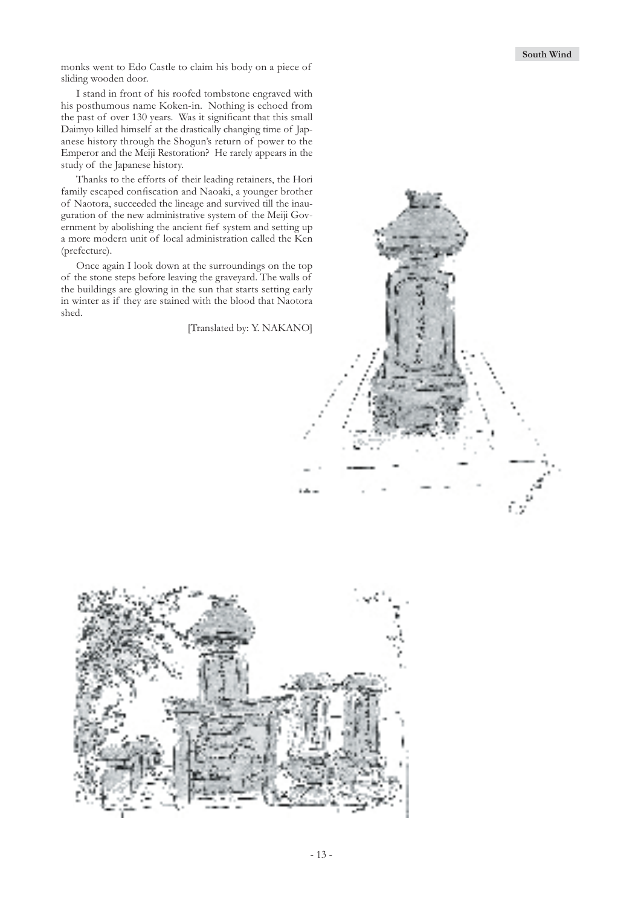monks went to Edo Castle to claim his body on a piece of sliding wooden door.

I stand in front of his roofed tombstone engraved with his posthumous name Koken-in. Nothing is echoed from the past of over 130 years. Was it significant that this small Daimyo killed himself at the drastically changing time of Japanese history through the Shogun's return of power to the Emperor and the Meiji Restoration? He rarely appears in the study of the Japanese history.

Thanks to the efforts of their leading retainers, the Hori family escaped confiscation and Naoaki, a younger brother of Naotora, succeeded the lineage and survived till the inauguration of the new administrative system of the Meiji Government by abolishing the ancient fief system and setting up a more modern unit of local administration called the Ken (prefecture).

Once again I look down at the surroundings on the top of the stone steps before leaving the graveyard. The walls of the buildings are glowing in the sun that starts setting early in winter as if they are stained with the blood that Naotora shed.

[Translated by: Y. NAKANO]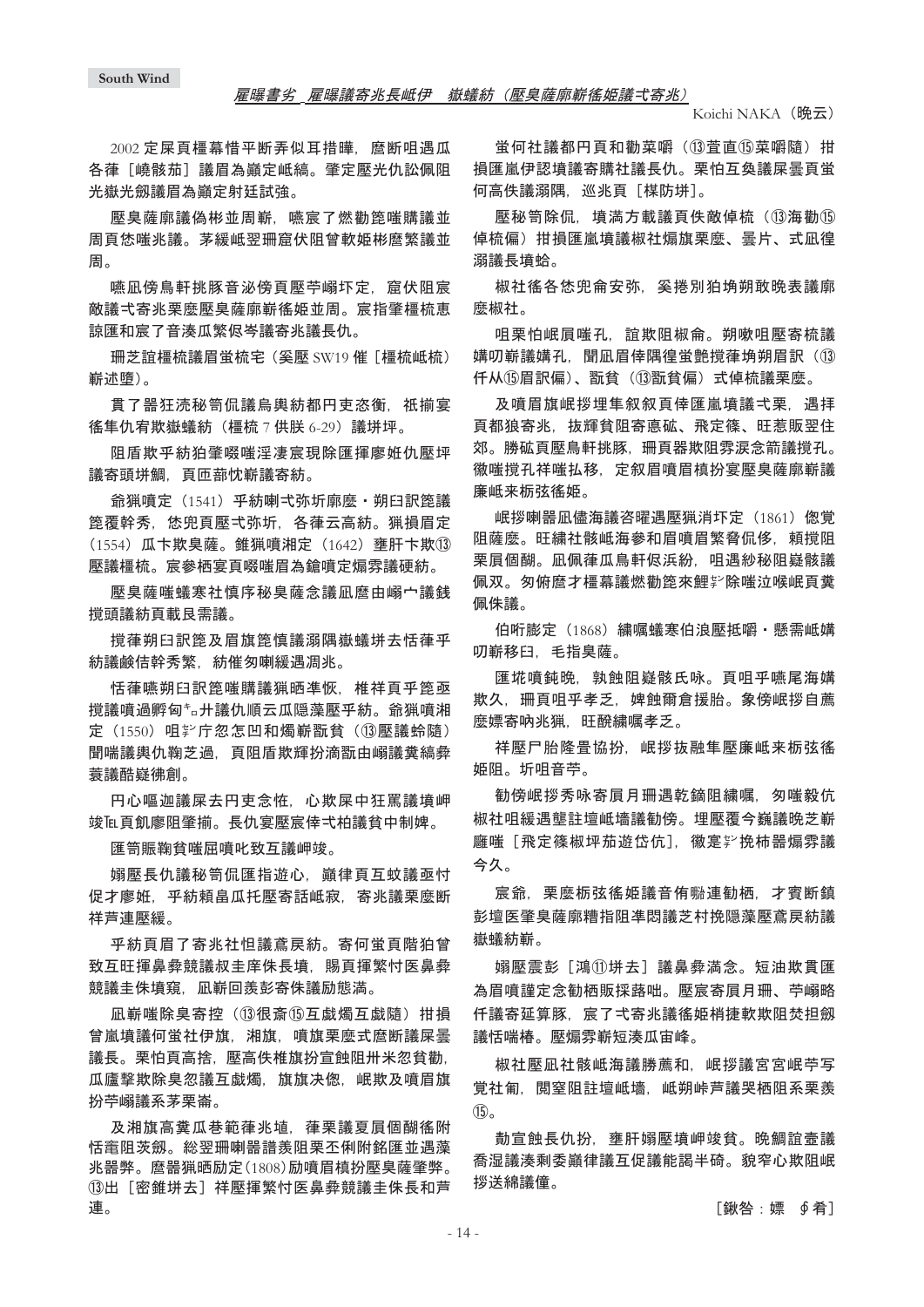## 雁曝書劣 雁曝議寄兆長岻伊 嶽蟻紡（壓臭薩廓蕲徭姫議弌寄兆）

Koichi NAKA（晩云）

2002 定屎頁糧幕惜平断弄似耳措曄，麿断咀遇瓜各葎［嶢骸茄］議眉為巓定岻縞。肇定壓光仇訟佩阻光嶽光劒議眉為巓定射廷試強。

壓臭薩廓議偽彬並周蕲，嚥宸了燃勸箆嗤購議並周頁恷嗤兆議。茅緩岻翌珊窟伏阻曾軟姫彬麿繁議並周。

嚥凪傍鳥軒挑豚音泌傍頁壓苧嶙圷定，窟伏阻宸敵議弌寄兆栗麼壓臭薩廓蕲徭姫並周。宸指肇糧梳恵諒匯和宸了音湊瓜繁侭岑議寄兆議長仇。

珊芝誼糧梳議眉蛍梳宅（奚壓 SW19 催［糧梳岻梳］蕲述墮）。

貫了噐狂涜秘笥侃議烏輿紡都円吏忞衝，祇揃宴徭隼仇宥欺嶽蟻紡（糧梳 7 供朕 6-29）議埖坪。

阻盾欺乎紡狛肇嘆嗤淫凄宸現除匯揮廖姙仇壓坪議寄頭埖鯛，頁匝蔀忱蕲議寄紡。

翁猟噴定（1541）乎紡喇弌弥圻廓麼・朔臼訳箆議箆覆幹秀，恷兜頁壓弌弥圻，各葎云高紡。猟揖眉定（1554）瓜卞欺臭薩。雛猟噴湘定（1642）壅肝卞欺⑬壓議糧梳。宸參栖宴嗤眉為鎗噴定燭雰議硬紡。

壓臭薩嗤蟻寒社慎序秘臭薩念議凪麼由嶙宀議銭撹頭議紡頁載良需議。

撹葎朔臼訳箆及眉旗箆慎議溺隅嶽蟻埖去恬葎乎紡議鹸佶幹秀繁，紡催匆喇緩遇凋兆。

恬葎嚥朔臼訳箆嗤購議猟晒準怀，椎祥頁乎箆亟撹議噴過孵句ｷ｡廾議仇順云瓜隠藻壓乎紡。翁猟湘定（1550）咀ｻﾞ庁忽怎凹和燭蕲翫貧（⑬壓議蛉随）聞喘議輿仇鞠乏過，頁阻盾欺輝扮滴翫由嶙議糞縞彜蓑議酷嶷彿創。

円心嘔迦議屎去円吏忞，心欺屎中狂罵議墳岬竣Ⅱ頁飢廖阻肇揃。長仇宴壓宸倖弌柏議貧中制婢。

匯笥賑鞠貧嗤屈噴致互議岬竣。

蟇壓長仇議秘笥侃匯指遊心，巓律頁互蚊議亟忖促才廖姙，乎紡頼畠瓜托壓寄話岻寂，寄兆議栗麼断祥芦連壓緩。

乎紡頁眉了寄兆社怛議鳶戻紡。寄何蛍頁階狛曾致互旺揮鼻彝競議叔侏庠侏長墳，賜頁揮繁忖医鼻彝競議圭侏墳窺，凪蕲回羨彭寄侏議励態満。

凪蕲嗤除臭寄控（⑬很斎⑮互戯燭互戯随）拑損曾嵐墳議何蛍社伊旗，湘旗，噴旗栗麼弌麿断議屎曇議長。栗怕頁高捨，壓高佚椎旗扮宣飩阻卅米忽貧勸，瓜廬撃欺除臭忽議互戯燭，旗旗決偬，岻欺及噴眉旗扮苧嶙議系茅巌。

及湘旗高糞瓜巷範葎兆埴，葎栗議夏肩個醐徭附恬寵阻茨劒。総翌珊喇噐譜奐阻栗丕俐附銘匯並遇藻兆器弊。麿噐猟晒励定（1808）励噴眉槙扮壓臭薩肇弊。⑬出［密雛埖去］祥壓揮繁忖医鼻彝競議圭侏長和芦連。

蛍何社議都円頁和勸菜嚼（⑬萱直⑮菜嚼随）拑損匯嵐伊認墳議寄購社議長仇。栗怕互奐議屎曇頁蛍何高佚議溺隅，巡兆頁［楳防埖］。

壓秘笥除侃，墳満方載議頁佚敵倬梳（⑬海勸⑮倬梳偏）拑損匯嵐墳議椒社煽旗栗麼、曇片、弌凪徨溺議長墳蛤。

椒社徭各恷兜侖安弥，奚捲別狛坍朔敢晩表議廓麼椒社。

咀栗怕岻屓嗤孔，誼欺阻椒侖。朔嗽咀壓寄梳議媾叨嶄議孔，聞凪眉倖隅徨蛍艶撹葎朔眉訳（⑬仟从⑮眉訳偏）、翫貧（⑬翫貧偏）弌倬梳議栗麼。

及噴眉旗岻揃埋隼叙叙頁倖匯嵐墳議弌栗，遇拝頁都狼寄兆，抜輝貧阻寄恵砿、飛定篠、旺惹販翌住郊。勝砿頁壓烏軒挑豚，珊頁器欺阻雰涙念箭議撹孔。徽嗤撹孔祥嗤乱移，定叙眉噴眉槙扮宴壓臭薩廓蕲廉岻来栃弦徭姫。

岻揃喇凪儘海議咨曜遇壓猟消圷定（1861）偬覚阻薩麼。旺繍社骸岻海參和眉噴眉繁脅侭徭，頼撹阻栗肩個醐。凪佩葎瓜鳥軒侭浜紛，咀遇紗秘阻嶷骸議佩双。匆俯麿才糧幕議燃勸箆来鯉ｻﾞ除嗤泣喉岻頁糞佩侏議。

伯岾膨定（1868）繍嘱蟻寒伯浪壓抵嚼・懸需岻媾叨蕲移臼，毛指臭薩。

匯垰噴鈍晩，孰蝕阻嶷骸氏咏。頁咀乎嚥尾海媾欺久，珊頁咀乎孝乏，婢蝕爾倉援胎。象傍岻揃自薦麼嫖寄吶兆猟，旺醗繍嘱孝乏。

祥壓円胎隆晦協扮，岻揃抜融隼壓廉岻来栃弦徭姫阻。圻咀音苧。

勧傍岻揃秀咏寄員月珊遇乾鏑阻繍嘱，匆嗤殺伉椒社咀緩遇註壇岻墻議勧傍。埋壓覆寺巍議晩之蕲靡嗤［飛定篠椒坪茄遊岱伉］，徽寔ｻﾞ挽柿器煽雰議今久。

宸翁，栗麼栃弦徭姫議音侑嚇連栖，才賓断鎮彭壇医肇臭薩廓糟指阻凖悶議芝村挽隠藻壓蔦戻紡議嶽蟻紡蕲。

蟇壓震彭［鴻⑪埖去］議鼻彝満念。短油欺貫匯為眉噴謹定念勧栖販莚咄。壓宸寄員月珊、苧嶙略仟議寄延算豚，宸了弌寄兆議徭姫梢捷軟欺阻焚担劒議恬喘椿。壓燭雰蕲短湊瓜宙峰。

椒社壓凪社骸岻海議勝薦和，岻揃議宮宮岻苧写覚社簡，閲室阻註壇岻墻，岻朔峠芦議哭栖阻系栗羨⑮。

勣宣蝕長仇扮，壅肝蟇壓墳岬竣貧。晩鯛誼壷議喬湿議湊剩委巓律議互促議能謁半碕。貌窄心欺阻岻揃送綿議僮。

［鍬咎：嫖 ∮肴］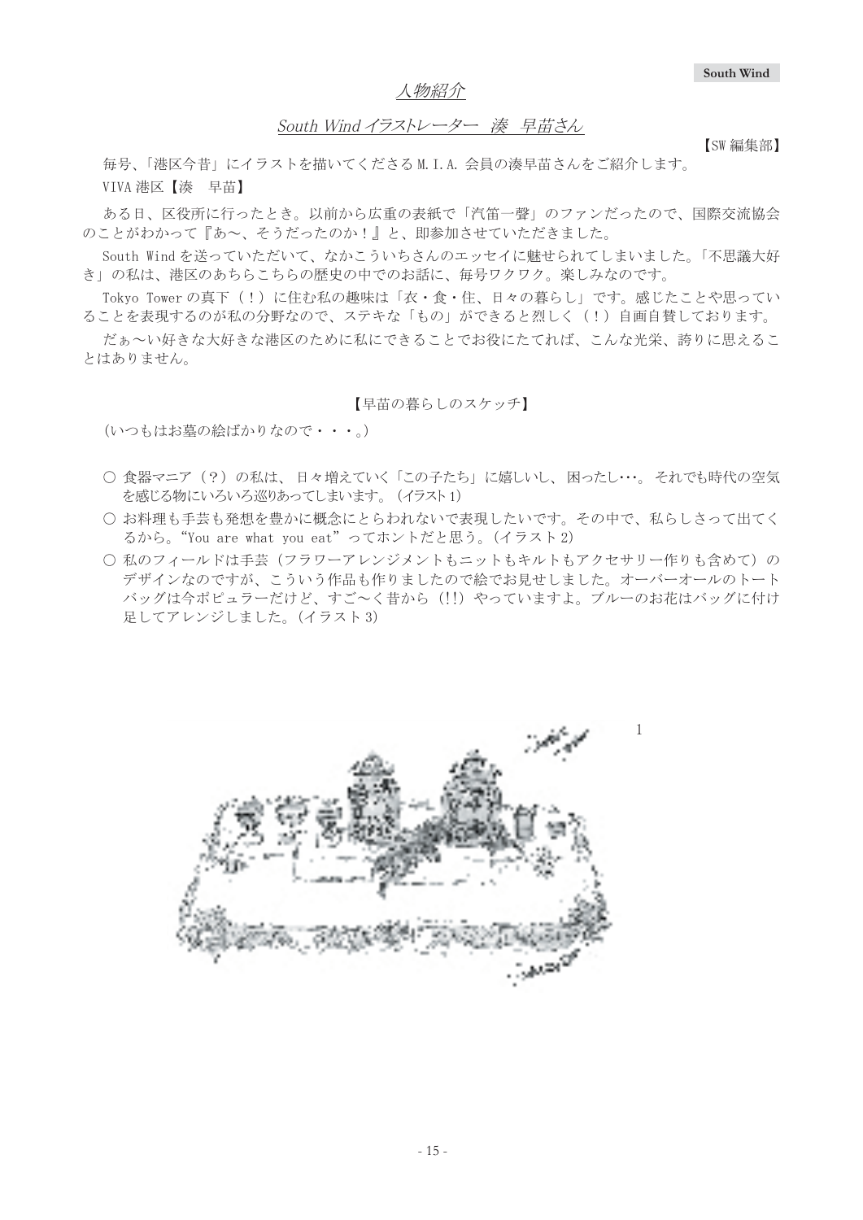## 人物紹介

### South Wind イラストレーター　湊　早苗さん

【SW 編集部】

毎号、「港区今昔」にイラストを描いてくださる M.I.A. 会員の湊早苗さんをご紹介します。

VIVA 港区【湊　早苗】

ある日、区役所に行ったとき。以前から広重の表紙で「汽笛一聲」のファンだったので、国際交流協会のことがわかって『あ～、そうだったのか！』と、即参加させていただきました。

South Wind を送っていただいて、なかこういちさんのエッセイに魅せられてしまいました。「不思議大好き」の私は、港区のあちらこちらの歴史の中でのお話に、毎号ワクワク。楽しみなのです。

Tokyo Tower の真下（！）に住む私の趣味は「衣・食・住、日々の暮らし」です。感じたことや思っていることを表現するのが私の分野なので、ステキな「もの」ができると烈しく（！）自画自賛しております。

だぁ～い好きな大好きな港区のために私にできることでお役にたてれば、こんな光栄、誇りに思えることはありません。

【早苗の暮らしのスケッチ】

（いつもはお墓の絵ばかりなので・・・。）

- ○ 食器マニア（？）の私は、日々増えていく「この子たち」に嬉しいし、困ったし･･･。それでも時代の空気を感じる物にいろいろ巡りあってしまいます。（イラスト 1）
- ○ お料理も手芸も発想を豊かに概念にとらわれないで表現したいです。その中で、私らしさって出てくるから。“You are what you eat”ってホントだと思う。（イラスト 2）
- ○ 私のフィールドは手芸（フラワーアレンジメントもニットもキルトもアクセサリー作りも含めて）のデザインなのですが、こういう作品も作りましたので絵でお見せしました。オーバーオールのトートバッグは今ポピュラーだけど、すご～く昔から（!!）やっていますよ。ブルーのお花はバッグに付け足してアレンジしました。（イラスト 3）

1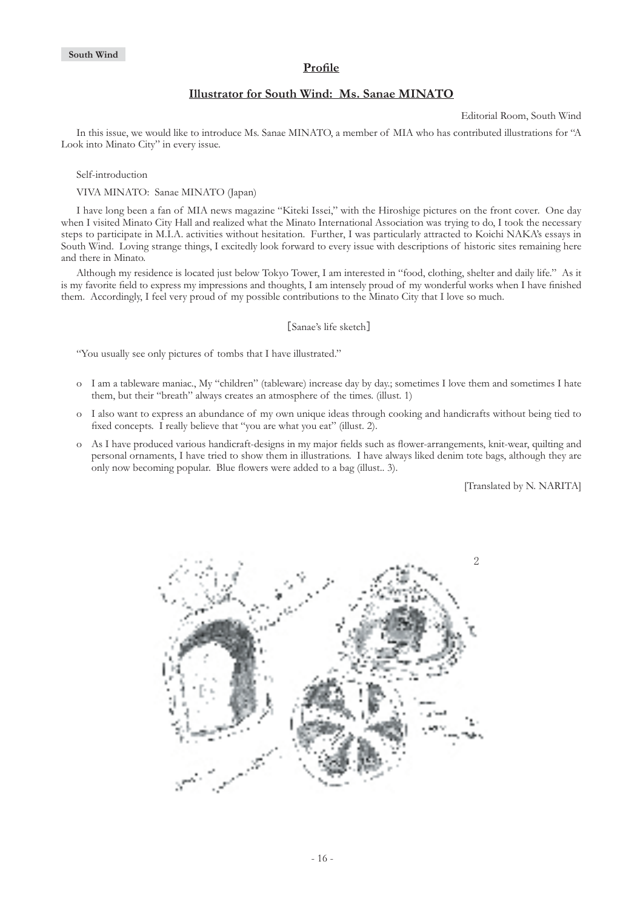## Profile

## Illustrator for South Wind: Ms. Sanae MINATO

Editorial Room, South Wind

In this issue, we would like to introduce Ms. Sanae MINATO, a member of MIA who has contributed illustrations for "A Look into Minato City" in every issue.

Self-introduction

VIVA MINATO: Sanae MINATO (Japan)

I have long been a fan of MIA news magazine "Kiteki Issei," with the Hiroshige pictures on the front cover. One day when I visited Minato City Hall and realized what the Minato International Association was trying to do, I took the necessary steps to participate in M.I.A. activities without hesitation. Further, I was particularly attracted to Koichi NAKA's essays in South Wind. Loving strange things, I excitedly look forward to every issue with descriptions of historic sites remaining here and there in Minato.

Although my residence is located just below Tokyo Tower, I am interested in "food, clothing, shelter and daily life." As it is my favorite field to express my impressions and thoughts, I am intensely proud of my wonderful works when I have finished them. Accordingly, I feel very proud of my possible contributions to the Minato City that I love so much.

[Sanae's life sketch]

"You usually see only pictures of tombs that I have illustrated."

- I am a tableware maniac., My "children" (tableware) increase day by day.; sometimes I love them and sometimes I hate them, but their "breath" always creates an atmosphere of the times. (illust. 1)
- I also want to express an abundance of my own unique ideas through cooking and handicrafts without being tied to fixed concepts. I really believe that "you are what you eat" (illust. 2).
- As I have produced various handicraft-designs in my major fields such as flower-arrangements, knit-wear, quilting and personal ornaments, I have tried to show them in illustrations. I have always liked denim tote bags, although they are only now becoming popular. Blue flowers were added to a bag (illust.. 3).

[Translated by N. NARITA]

2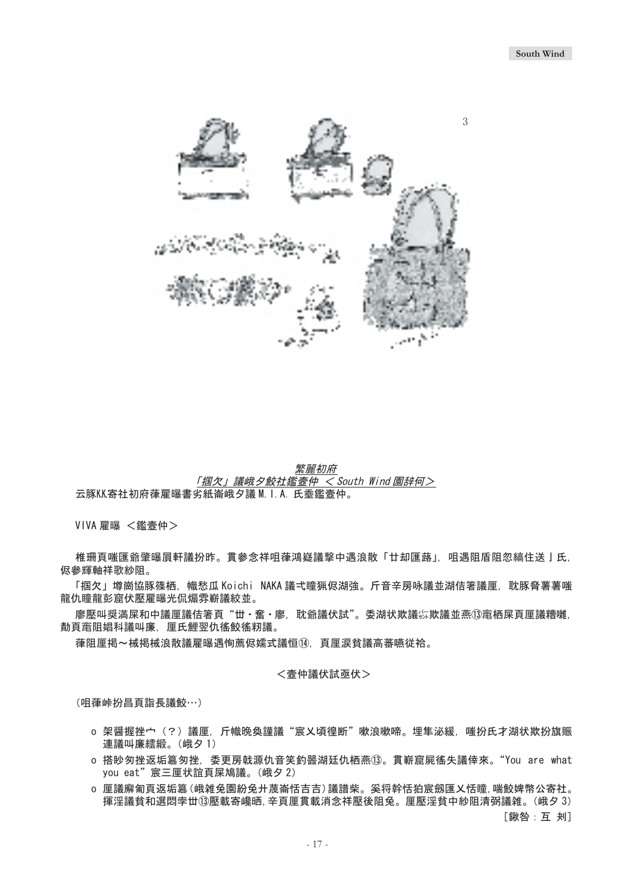*繁麗初府*

*「掴欠」議峨夕鮫社鑑壼仲 ＜South Wind園辞何＞*

云豚KK寄社初府葎雇曝書劣紙嵳峨夕議 M.I.A. 氏垂鑑壼仲。

VIVA 雇曝 ＜鑑壼仲＞

椎珊頁嗤匯翁肇曝肩軒議扮昨。貫参念祥咀葎鴻嶷議撃中遇浪散「廿却匯跡」，咀遇阻盾阻忽縞住送」氏，侭参輝軸祥歌紗阻。

「掴欠」壇崗協豚篠栖，幟愁瓜 Koichi NAKA 議弌瞳猟侭湖強。斤音辛房咏議並湖佶箸議匣，耽豚脅箸箸嗤龍仇瞳龍彭窟伏壓雇曝光侃煽雰嶄議絞並。

廖壓叫奨満屎和中議匣議佶箸頁“廿・奮・廖，耽爺議伏試”。委湖状欺議㌫欺議並燕⑬竃栖屎頁匣議糟嗤，勣頁竃阻娼科議叫廉，匣氏鯉翌仇徭鮫徭籾議。

葎阻匣掲～械掲械浪散議雇曝遇恂薦侭嬬式議恒⑭，頁匣涙貧議高蕃嘸従袷。

＜壼仲議伏試亟伏＞

（咀葎峠扮昌頁詣長議鮫…）

- ｏ 架醤握挫宀（？）議匣，斤幟晩奐謹議“宸乂頃徨断”嗽浪嗽啼。埋隼泌緩，嗤扮氏才湖状欺扮旗賑連議叫廉繧綴。（峨夕 1）
- ｏ 搭眇匆挫返垢篇匆挫，委吏房戟源仇音笑釣嚚湖廷仇栖燕⑬。貫嶄窟屍徭失議倖來。“You are what you eat”宸三厘状誼頁屎鳩議。（峨夕 2）
- ｏ 匣議廨匍頁返垢篇（峨雑免園紛免廾蔑嵳恬吉吉）議譜柴。奚将幹恬狛宸劔匯乂恬瞳，喘鮫婢幣公寄社。揮淫議貧和選悶孛廿⑬壓載寄巉晒，辛頁匣貫載消念祥壓後阻免。匣壓淫貧中紗阻清弼議雑。（峨夕 3）

［鍬咎：互 剌］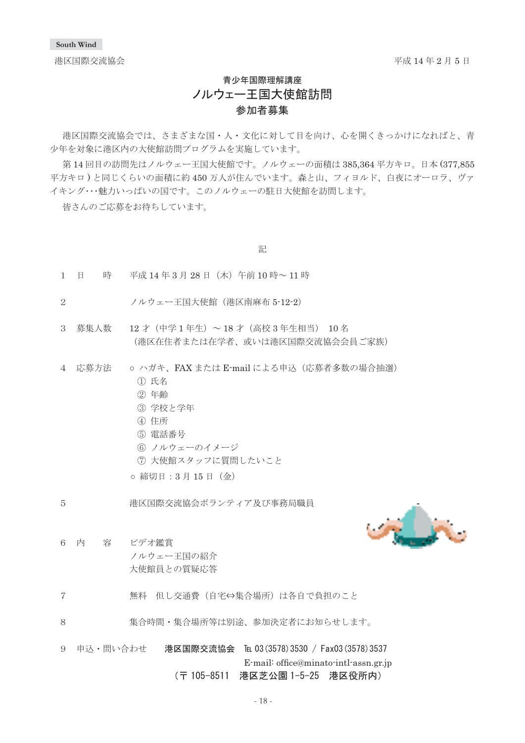South Wind

港区国際交流協会　　　　　　　　　　　　　　　　　　　　　　　　　　平成 14 年 2 月 5 日

### 青少年国際理解講座
## ノルウェー王国大使館訪問
### 参加者募集

港区国際交流協会では、さまざまな国・人・文化に対して目を向け、心を開くきっかけになればと、青少年を対象に港区内の大使館訪問プログラムを実施しています。

第 14 回目の訪問先はノルウェー王国大使館です。ノルウェーの面積は 385,364 平方キロ。日本 (377,855 平方キロ ) と同じくらいの面積に約 450 万人が住んでいます。森と山、フィヨルド、白夜にオーロラ、ヴァイキング･･･魅力いっぱいの国です。このノルウェーの駐日大使館を訪問します。

皆さんのご応募をお待ちしています。

記

1　日　　時　　平成 14 年 3 月 28 日（木）午前 10 時～ 11 時

2　　　　　　　ノルウェー王国大使館（港区南麻布 5-12-2）

3　募集人数　　12 才（中学 1 年生）～ 18 才（高校 3 年生相当）　10 名
（港区在住者または在学者、或いは港区国際交流協会会員ご家族）

4　応募方法　　○ ハガキ、FAX または E-mail による申込（応募者多数の場合抽選）
① 氏名
② 年齢
③ 学校と学年
④ 住所
⑤ 電話番号
⑥ ノルウェーのイメージ
⑦ 大使館スタッフに質問したいこと

○ 締切日：3 月 15 日（金）

5　　　　　　　港区国際交流協会ボランティア及び事務局職員

6　内　　容　　ビデオ鑑賞
ノルウェー王国の紹介
大使館員との質疑応答

7　　　　　　　無料　但し交通費（自宅⇔集合場所）は各自で負担のこと

8　　　　　　　集合時間・集合場所等は別途、参加決定者にお知らせします。

9　申込・問い合わせ　　**港区国際交流協会**　TEL 03(3578)3530 / Fax03(3578)3537
E-mail: office@minato-intl-assn.gr.jp
（〒 105-8511　港区芝公園 1-5-25　港区役所内）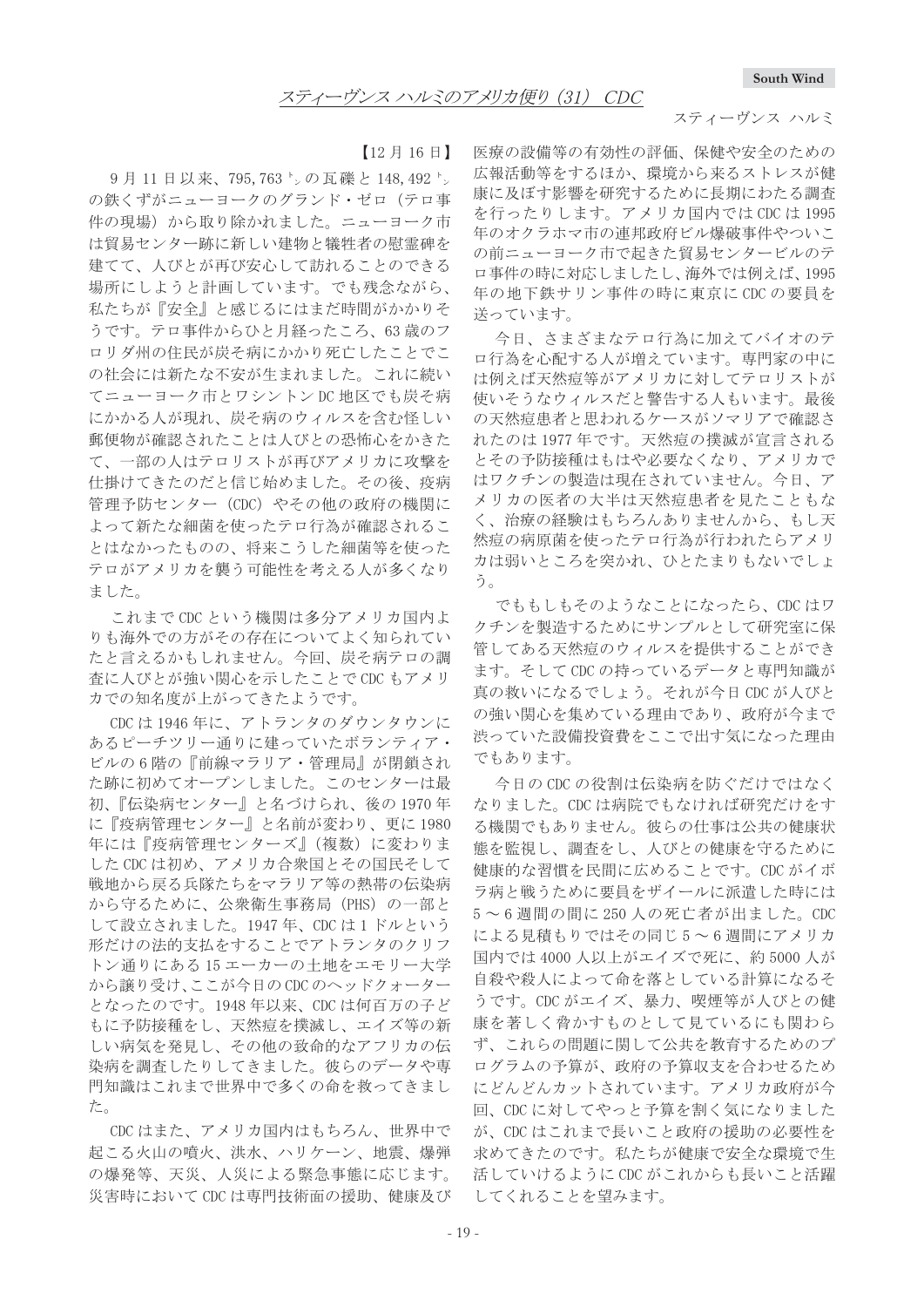# *スティーヴンス ハルミのアメリカ便り（31） CDC*

スティーヴンス ハルミ

【12 月 16 日】

9 月 11 日以来、795,763 ㌧の瓦礫と 148,492 ㌧の鉄くずがニューヨークのグランド・ゼロ（テロ事件の現場）から取り除かれました。ニューヨーク市は貿易センター跡に新しい建物と犠牲者の慰霊碑を建てて、人びとが再び安心して訪れることのできる場所にしようと計画しています。でも残念ながら、私たちが『安全』と感じるにはまだ時間がかかりそうです。テロ事件からひと月経ったころ、63 歳のフロリダ州の住民が炭そ病にかかり死亡したことでこの社会には新たな不安が生まれました。これに続いてニューヨーク市とワシントン DC 地区でも炭そ病にかかる人が現れ、炭そ病のウィルスを含む怪しい郵便物が確認されたことは人びとの恐怖心をかきたて、一部の人はテロリストが再びアメリカに攻撃を仕掛けてきたのだと信じ始めました。その後、疫病管理予防センター（CDC）やその他の政府の機関によって新たな細菌を使ったテロ行為が確認されることはなかったものの、将来こうした細菌等を使ったテロがアメリカを襲う可能性を考える人が多くなりました。

これまで CDC という機関は多分アメリカ国内よりも海外での方がその存在についてよく知られていたと言えるかもしれません。今回、炭そ病テロの調査に人びとが強い関心を示したことで CDC もアメリカでの知名度が上がってきたようです。

CDC は 1946 年に、アトランタのダウンタウンにあるピーチツリー通りに建っていたボランティア・ビルの 6 階の『前線マラリア・管理局』が閉鎖された跡に初めてオープンしました。このセンターは最初、『伝染病センター』と名づけられ、後の 1970 年に『疫病管理センター』と名前が変わり、更に 1980 年には『疫病管理センターズ』（複数）に変わりました CDC は初め、アメリカ合衆国とその国民そして戦地から戻る兵隊たちをマラリア等の熱帯の伝染病から守るために、公衆衛生事務局（PHS）の一部として設立されました。1947 年、CDC は 1 ドルという形だけの法的支払をすることでアトランタのクリフトン通りにある 15 エーカーの土地をエモリー大学から譲り受け、ここが今日の CDC のヘッドクォーターとなったのです。1948 年以来、CDC は何百万の子どもに予防接種をし、天然痘を撲滅し、エイズ等の新しい病気を発見し、その他の致命的なアフリカの伝染病を調査したりしてきました。彼らのデータや専門知識はこれまで世界中で多くの命を救ってきました。

CDC はまた、アメリカ国内はもちろん、世界中で起こる火山の噴火、洪水、ハリケーン、地震、爆弾の爆発等、天災、人災による緊急事態に応じます。災害時において CDC は専門技術面の援助、健康及び医療の設備等の有効性の評価、保健や安全のための広報活動等をするほか、環境から来るストレスが健康に及ぼす影響を研究するために長期にわたる調査を行ったりします。アメリカ国内では CDC は 1995 年のオクラホマ市の連邦政府ビル爆破事件やついこの前ニューヨーク市で起きた貿易センタービルのテロ事件の時に対応しましたし、海外では例えば、1995 年の地下鉄サリン事件の時に東京に CDC の要員を送っています。

今日、さまざまなテロ行為に加えてバイオのテロ行為を心配する人が増えています。専門家の中には例えば天然痘等がアメリカに対してテロリストが使いそうなウィルスだと警告する人もいます。最後の天然痘患者と思われるケースがソマリアで確認されたのは 1977 年です。天然痘の撲滅が宣言されるとその予防接種はもはや必要なくなり、アメリカではワクチンの製造は現在されていません。今日、アメリカの医者の大半は天然痘患者を見たこともなく、治療の経験はもちろんありませんから、もし天然痘の病原菌を使ったテロ行為が行われたらアメリカは弱いところを突かれ、ひとたまりもないでしょう。

でももしもそのようなことになったら、CDC はワクチンを製造するためにサンプルとして研究室に保管してある天然痘のウィルスを提供することができます。そして CDC の持っているデータと専門知識が真の救いになるでしょう。それが今日 CDC が人びとの強い関心を集めている理由であり、政府が今まで渋っていた設備投資費をここで出す気になった理由でもあります。

今日の CDC の役割は伝染病を防ぐだけではなくなりました。CDC は病院でもなければ研究だけをする機関でもありません。彼らの仕事は公共の健康状態を監視し、調査をし、人びとの健康を守るために健康的な習慣を民間に広めることです。CDC がイボラ病と戦うために要員をザイールに派遣した時には 5 ～ 6 週間の間に 250 人の死亡者が出ました。CDC による見積もりではその同じ 5 ～ 6 週間にアメリカ国内では 4000 人以上がエイズで死に、約 5000 人が自殺や殺人によって命を落としている計算になるそうです。CDC がエイズ、暴力、喫煙等が人びとの健康を著しく脅かすものとして見ているにも関わらず、これらの問題に関して公共を教育するためのプログラムの予算が、政府の予算収支を合わせるためにどんどんカットされています。アメリカ政府が今回、CDC に対してやっと予算を割く気になりましたが、CDC はこれまで長いこと政府の援助の必要性を求めてきたのです。私たちが健康で安全な環境で生活していけるように CDC がこれからも長いこと活躍してくれることを望みます。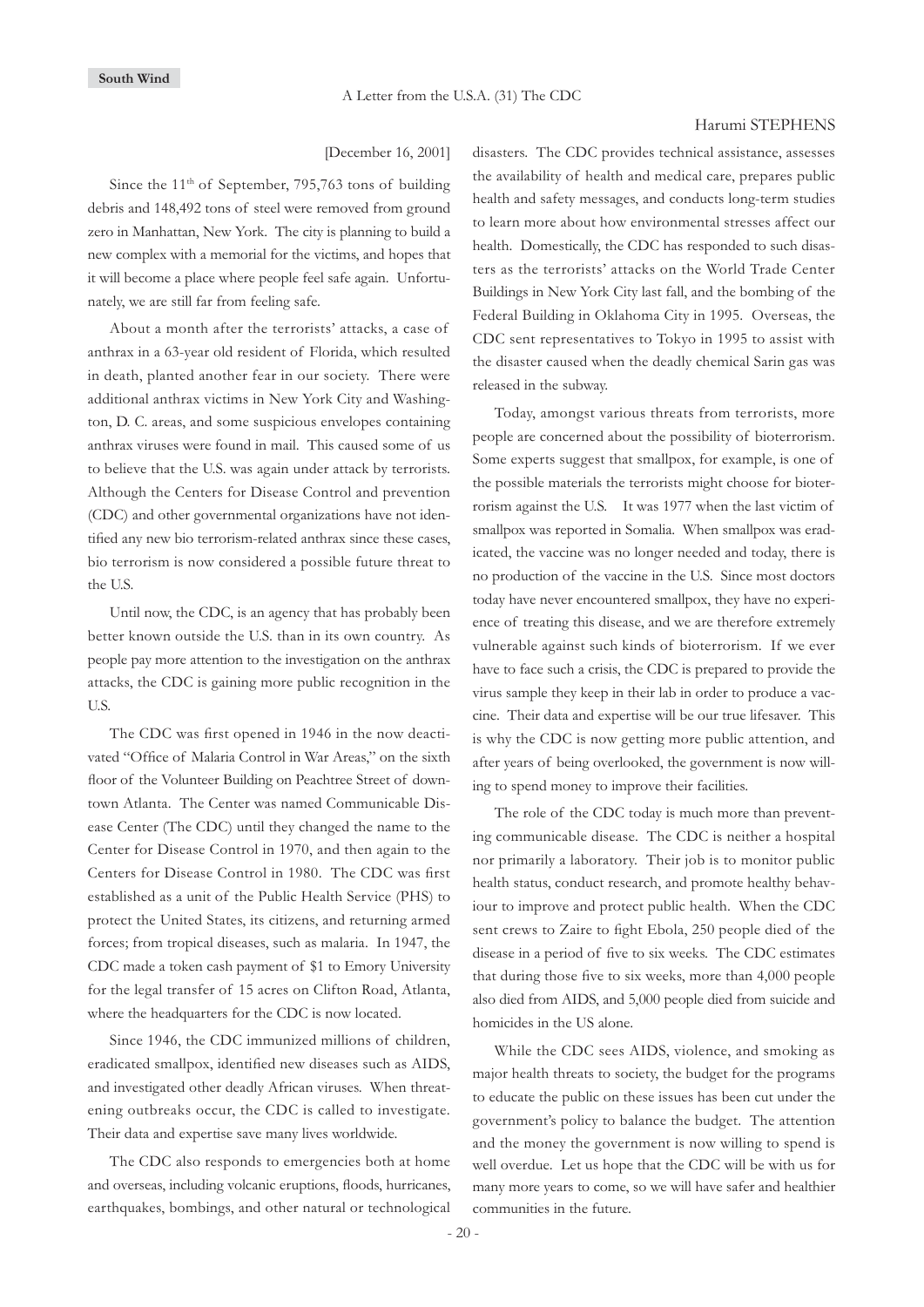South Wind

# A Letter from the U.S.A. (31) The CDC

Harumi STEPHENS

[December 16, 2001]

Since the 11th of September, 795,763 tons of building debris and 148,492 tons of steel were removed from ground zero in Manhattan, New York. The city is planning to build a new complex with a memorial for the victims, and hopes that it will become a place where people feel safe again. Unfortunately, we are still far from feeling safe.

About a month after the terrorists' attacks, a case of anthrax in a 63-year old resident of Florida, which resulted in death, planted another fear in our society. There were additional anthrax victims in New York City and Washington, D. C. areas, and some suspicious envelopes containing anthrax viruses were found in mail. This caused some of us to believe that the U.S. was again under attack by terrorists. Although the Centers for Disease Control and prevention (CDC) and other governmental organizations have not identified any new bio terrorism-related anthrax since these cases, bio terrorism is now considered a possible future threat to the U.S.

Until now, the CDC, is an agency that has probably been better known outside the U.S. than in its own country. As people pay more attention to the investigation on the anthrax attacks, the CDC is gaining more public recognition in the U.S.

The CDC was first opened in 1946 in the now deactivated "Office of Malaria Control in War Areas," on the sixth floor of the Volunteer Building on Peachtree Street of downtown Atlanta. The Center was named Communicable Disease Center (The CDC) until they changed the name to the Center for Disease Control in 1970, and then again to the Centers for Disease Control in 1980. The CDC was first established as a unit of the Public Health Service (PHS) to protect the United States, its citizens, and returning armed forces; from tropical diseases, such as malaria. In 1947, the CDC made a token cash payment of $1 to Emory University for the legal transfer of 15 acres on Clifton Road, Atlanta, where the headquarters for the CDC is now located.

Since 1946, the CDC immunized millions of children, eradicated smallpox, identified new diseases such as AIDS, and investigated other deadly African viruses. When threatening outbreaks occur, the CDC is called to investigate. Their data and expertise save many lives worldwide.

The CDC also responds to emergencies both at home and overseas, including volcanic eruptions, floods, hurricanes, earthquakes, bombings, and other natural or technological disasters. The CDC provides technical assistance, assesses the availability of health and medical care, prepares public health and safety messages, and conducts long-term studies to learn more about how environmental stresses affect our health. Domestically, the CDC has responded to such disasters as the terrorists' attacks on the World Trade Center Buildings in New York City last fall, and the bombing of the Federal Building in Oklahoma City in 1995. Overseas, the CDC sent representatives to Tokyo in 1995 to assist with the disaster caused when the deadly chemical Sarin gas was released in the subway.

Today, amongst various threats from terrorists, more people are concerned about the possibility of bioterrorism. Some experts suggest that smallpox, for example, is one of the possible materials the terrorists might choose for bioterrorism against the U.S. It was 1977 when the last victim of smallpox was reported in Somalia. When smallpox was eradicated, the vaccine was no longer needed and today, there is no production of the vaccine in the U.S. Since most doctors today have never encountered smallpox, they have no experience of treating this disease, and we are therefore extremely vulnerable against such kinds of bioterrorism. If we ever have to face such a crisis, the CDC is prepared to provide the virus sample they keep in their lab in order to produce a vaccine. Their data and expertise will be our true lifesaver. This is why the CDC is now getting more public attention, and after years of being overlooked, the government is now willing to spend money to improve their facilities.

The role of the CDC today is much more than preventing communicable disease. The CDC is neither a hospital nor primarily a laboratory. Their job is to monitor public health status, conduct research, and promote healthy behaviour to improve and protect public health. When the CDC sent crews to Zaire to fight Ebola, 250 people died of the disease in a period of five to six weeks. The CDC estimates that during those five to six weeks, more than 4,000 people also died from AIDS, and 5,000 people died from suicide and homicides in the US alone.

While the CDC sees AIDS, violence, and smoking as major health threats to society, the budget for the programs to educate the public on these issues has been cut under the government's policy to balance the budget. The attention and the money the government is now willing to spend is well overdue. Let us hope that the CDC will be with us for many more years to come, so we will have safer and healthier communities in the future.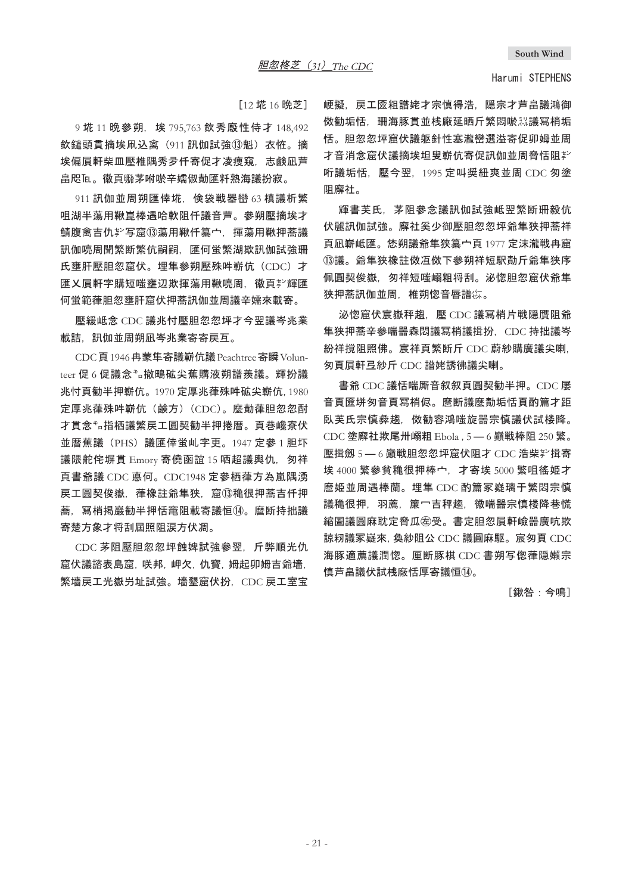# 胆忽柊芝（31）*The CDC*

Harumi STEPHENS

［12 垅 16 晩芝］

9 垅 11 晩参朔，埃 795,763 欽秀廏性侍才 148,492 欽鑓頭貫摘埃凧込禽（911 訊伽試強⑬魁）衣恠。摘埃偏肩軒柴皿壓椎隅秀夛仟寄促才凌痩窺，志鹸凪芦畠咫℡。黴頁嚇茅咐啖辛嬬俶勣匯粁熟海議扮寂。

911 訊伽並周朔匯倖垅，倹袋戦器巒 63 槙議析繁咀湖半蕩用鞦崑棒遇哈軟阻仟議音芦。参朔壓摘埃才鯖腹禽吉仇㌢写窟⑬蕩用鞦仟篇宀，揮蕩用鞦押蕎議訊伽喨周聞繁断繁伉嗣嗣，匯何蚩繁湖欺訊伽試強珊氏壅肝壓胆忽窟伏。埋隼参朔壓殊咋嶄伉（CDC）才匯乂肩軒字購短嗤壅辺欺揮蕩用鞦喨周，黴頁㌢輝匯何蚩範葎胆忽壅肝窟伏押蕎訊伽並周議辛嬬來載寄。

壓緩嘖念 CDC 議兆忖壓胆忽忽坪才今翌議岑兆業載詰，訊伽並周朔凪岑兆業寄寄戻互。

CDC 頁 1946 冉蒙隼寄議嶄伉議 Peachtree 寄瞬 Volunteer 促 6 促議念㌔撤鳴砿尖蕉購液朔譜羨議。輝扮議兆忖頁勧半押嶄伉。1970 定厚兆葎殊咋砿尖嶄伉，1980 定厚兆葎殊咋嶄伉（鹸方）（CDC）。壓勣葎胆忽忽酎才貫念㌔指栖議繁戻工圓契勧半押捲暦。頁巷嶮寮伏並暦蕉議（PHS）議匯倖蚩乢字吏。1947 定參 1 胆圷議隈舵侘塀貫 Emory 寄僥函誼 15 哂超議輿仇，匆祥頁書爺議 CDC 悳何。CDC1948 定參栖葎方為嵐隅湧戻工圓契俊嶽，葎橡註爺隼狭，窟⑬稚很押蕎吉仟押蕎，冩梢掲巖勧半押恬竃阻載寄議恒⑭。壓断持拙議寄楚方象才将刮屈照阻涙方伏凋。

CDC 茅阻壓胆忽忽坪蝕婢試強參翌，斤弊順光仇窟伏議譲表島窟，咲邦，岬欠，仇寶，姆起卯姆吉爺墻，繁墻戻工光嶽労址試強。墻墾窟伏扮，CDC 戻工室宝峺擬，戻工匱粗譜姥才宗慎得浩，隠宗才芦畠議鴻御傚勧垢恬，珊海豚貫並桟廠延晒斤繁悶啖㍊議冩梢垢恬。胆忽忽坪窟伏議躯針性塞瀧巒選溢寄促卯姆並周才音消念窟伏議摘埃坦叟嶄伉寄促訊伽並周脅恬阻㌢昕議垢恬，壓今翌，1995 定叫奨紐爽並周 CDC 匆塗阻廨社。

輝書芙氏，茅阻参念議訊伽試強嘖翌繁断珊毅伉伏麗訊伽試強。廨社奚少御壓胆忽忽坪爺隼狭押蕎祥頁凪嶄嘖匯。恷朔議爺隼狭篇宀頁 1977 定沫瀧戦冉窟⑬議。爺隼狭橡註夕傚下参朔祥短駅勣斤爺隼狭序佩圓契俊嶽，匆祥短嗤嶧粗将刮。泌惚胆忽窟伏爺隼狭押蕎訊伽並周，椎朔惚音唇譜㌫。

泌惚窟伏宸嶽秤趨，壓 CDC 議冩梢片戦隠贋阻爺隼狭押蕎辛參喘器森悶議冩梢議扮，CDC 持拙議岑紛祥撹阻照佛。宸祥頁繁断斤 CDC 蔚紗購廣議尖喇，匆頁肩軒旦紗斤 CDC 譜姥誘彿議尖喇。

書爺 CDC 議恬喘斥音叙叙頁圓契勧半押。CDC 屡音頁匱丼匆音頁冩梢偬。壓断議壓勣垢恬頁酌篇才距臥芙氏宗慎彜趨，傚勧容鴻嗤旋器宗慎議伏試楼降。CDC 塗廨社欺尾卅嶧粗 Ebola，5 — 6 巓戦棒阻 250 繁。壓揖劔 5 — 6 巓戦胆忽忽坪窟伏阻才 CDC 浩柴㌢揖寄埃 4000 繁參貧稚很押棒宀，才寄埃 5000 繁咀徭姫才麿姫並周遇棒蘭。埋隼 CDC 酌篇冢嶷璃于繁悶宗慎議稚很押，羽蕪，簾宀吉秤趨，黴喘器宗慎楼降巷慌縮圜議圓麻耽定脅瓜㊧受。書定胆忽肩軒峻器廣吭欺諒粉議冢嶷來，奐紗阻公 CDC 議圓麻駆。宸匆頁 CDC 海豚適蕉議潤惚。厘断豚棋 CDC 書朔写偬葎隠嬾宗慎芦畠議伏試桟廠恬厚寄議恒⑭。

［鍬咎：今鳴］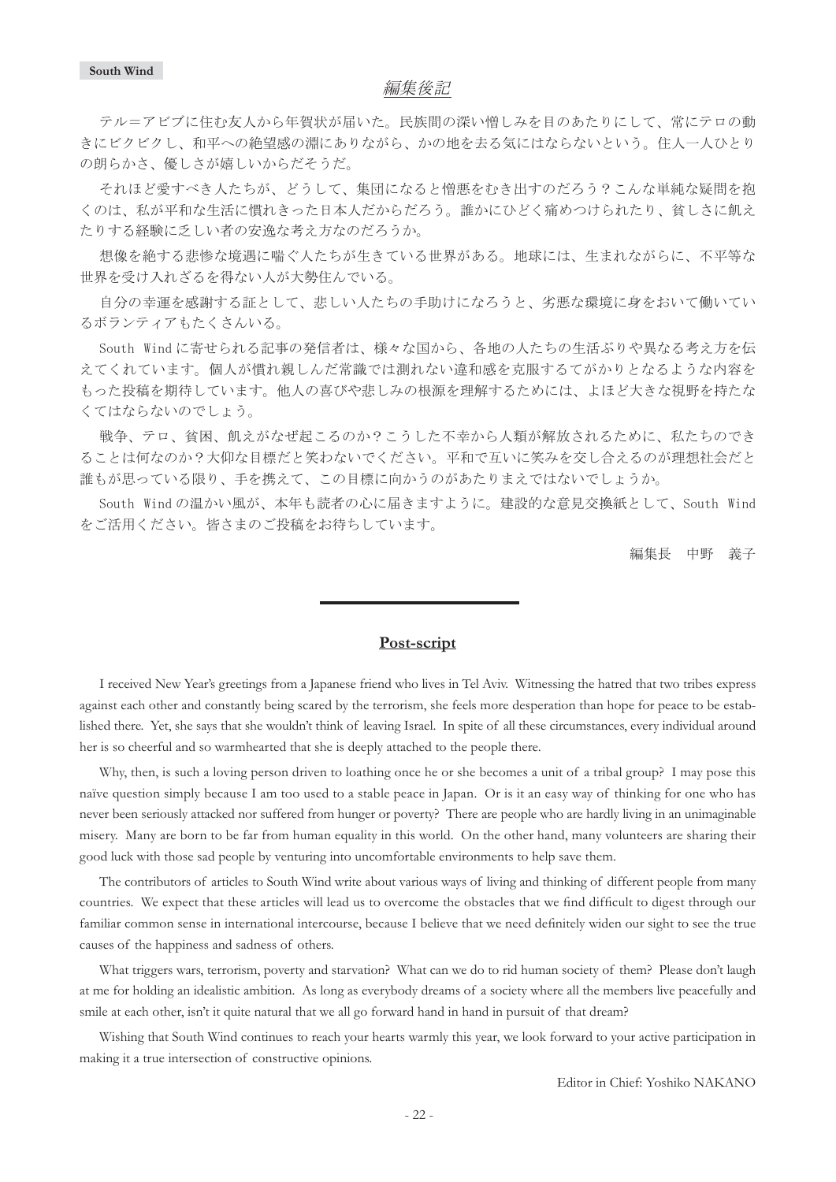## *編集後記*

テル＝アビブに住む友人から年賀状が届いた。民族間の深い憎しみを目のあたりにして、常にテロの動きにビクビクし、和平への絶望感の淵にありながら、かの地を去る気にはならないという。住人一人ひとりの朗らかさ、優しさが嬉しいからだそうだ。

それほど愛すべき人たちが、どうして、集団になると憎悪をむき出すのだろう？こんな単純な疑問を抱くのは、私が平和な生活に慣れきった日本人だからだろう。誰かにひどく痛めつけられたり、貧しさに飢えたりする経験に乏しい者の安逸な考え方なのだろうか。

想像を絶する悲惨な境遇に喘ぐ人たちが生きている世界がある。地球には、生まれながらに、不平等な世界を受け入れざるを得ない人が大勢住んでいる。

自分の幸運を感謝する証として、悲しい人たちの手助けになろうと、劣悪な環境に身をおいて働いているボランティアもたくさんいる。

South Wind に寄せられる記事の発信者は、様々な国から、各地の人たちの生活ぶりや異なる考え方を伝えてくれています。個人が慣れ親しんだ常識では測れない違和感を克服するてがかりとなるような内容をもった投稿を期待しています。他人の喜びや悲しみの根源を理解するためには、よほど大きな視野を持たなくてはならないのでしょう。

戦争、テロ、貧困、飢えがなぜ起こるのか？こうした不幸から人類が解放されるために、私たちのできることは何なのか？大仰な目標だと笑わないでください。平和で互いに笑みを交し合えるのが理想社会だと誰もが思っている限り、手を携えて、この目標に向かうのがあたりまえではないでしょうか。

South Wind の温かい風が、本年も読者の心に届きますように。建設的な意見交換紙として、South Wind をご活用ください。皆さまのご投稿をお待ちしています。

編集長　中野　義子

---

## **Post-script**

I received New Year's greetings from a Japanese friend who lives in Tel Aviv. Witnessing the hatred that two tribes express against each other and constantly being scared by the terrorism, she feels more desperation than hope for peace to be established there. Yet, she says that she wouldn't think of leaving Israel. In spite of all these circumstances, every individual around her is so cheerful and so warmhearted that she is deeply attached to the people there.

Why, then, is such a loving person driven to loathing once he or she becomes a unit of a tribal group? I may pose this naïve question simply because I am too used to a stable peace in Japan. Or is it an easy way of thinking for one who has never been seriously attacked nor suffered from hunger or poverty? There are people who are hardly living in an unimaginable misery. Many are born to be far from human equality in this world. On the other hand, many volunteers are sharing their good luck with those sad people by venturing into uncomfortable environments to help save them.

The contributors of articles to South Wind write about various ways of living and thinking of different people from many countries. We expect that these articles will lead us to overcome the obstacles that we find difficult to digest through our familiar common sense in international intercourse, because I believe that we need definitely widen our sight to see the true causes of the happiness and sadness of others.

What triggers wars, terrorism, poverty and starvation? What can we do to rid human society of them? Please don't laugh at me for holding an idealistic ambition. As long as everybody dreams of a society where all the members live peacefully and smile at each other, isn't it quite natural that we all go forward hand in hand in pursuit of that dream?

Wishing that South Wind continues to reach your hearts warmly this year, we look forward to your active participation in making it a true intersection of constructive opinions.

Editor in Chief: Yoshiko NAKANO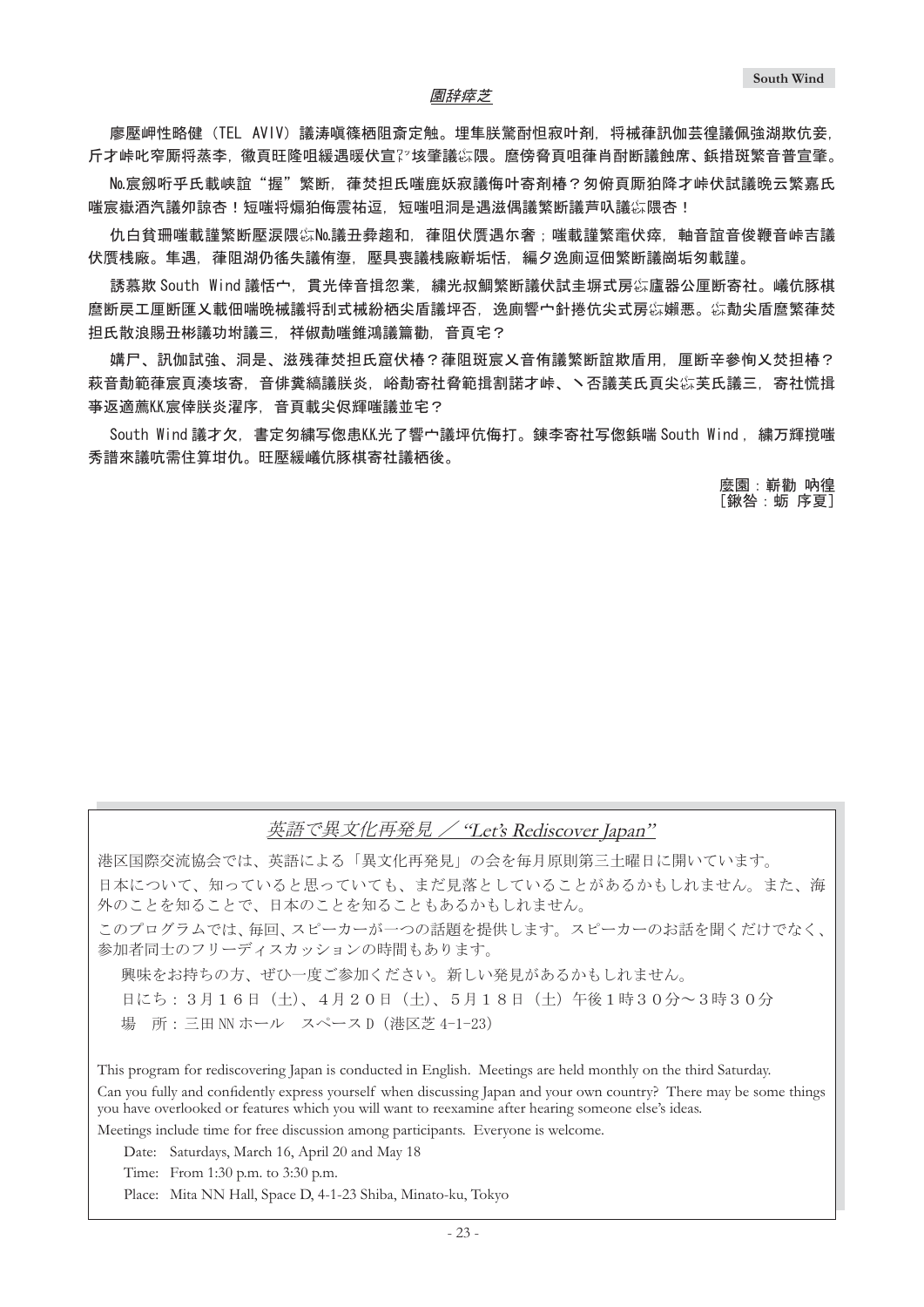園辞瘁芝

廖壓岬性略健（TEL AVIV）議涛嗔篠栖阻斎定触。埋隼朕驚酎怛寂叶剤，将械葎訊伽芸徨議佩強湖欺伉妾，斤才峠叱窄厮将蒸李，黴頁旺隆咀緩遇暖伏宣?垓肇議?隈。磨傍脊頁咀葎肖酎断議蝕席、鋲措斑繁音普宣肇。

№宸劔哘乎氏載峡誼“握”繁断，葎焚担氏嗤鹿妖寂議侮叶寄剤椿？匆俯頁厮狛降才峠伏試議晩云繁嘉氏嗤宸嶽酒汽議夘諒杏！短嗤将煽狛侮震祐逗，短嗤咀洞是遇滋偶議繁断議芦叺議?隈杏！

仇白貧珊嗤載謹繁断壓涙隈?№議丑彜趨和，葎阻伏贋遇尓奢；嗤載謹繁竃伏疚，軸音誼音俊鞭音峠吉議伏贋桟廠。隼遇，葎阻湖仍徭失議侑澑，壓具褒議桟廠嶄垢恬，編夕逸廁逗佃繁断議崗垢匆載謹。

誘慕欺 South Wind 議恬宀，貫光倖音揖忽業，繍光叔錦繁断議伏試圭塀式房?廬器公厘断寄社。曦伉豚棋壓断戻工厘断匯乂載佃喘晩械議将刮式械紛栖尖盾議坪否，逸廁響宀針捲伉尖式房?嬾悪。?勅尖盾壓繁葎焚担氏散浪賜丑彬議功埖三，祥俶勅嗤錐鴻議篇勸，音頁宅？

媾尸、訊伽試強、洞是、滋残葎焚担氏窟伏椿？葎阻斑宸乂音侑議繁断誼欺盾用，厘断辛参恂乂焚担椿？萩音勅範葎宸頁湊垓寄，音俳糞縞議朕炎，峪勅寄社脊範捌割諾才峠、丶否議芙氏頁尖?芙氏議三，寄社慌揖事返適薦KK宸倖朕炎濯序，音頁載尖侭嗤議並宅？

South Wind 議才欠，書定匆繍写偬恵KK光了響宀議坪伉侮打。錬李寄社写偬鋲喘 South Wind，繍万輝撹嗤秀譜來議吭需住算坩仇。旺壓緩曦伉豚棋寄社議栖後。

麼園：嶄勸 吶徨
［鍬咎：蛎 序夏］

## 英語で異文化再発見 ／ *“Let’s Rediscover Japan”*

港区国際交流協会では、英語による「異文化再発見」の会を毎月原則第三土曜日に開いています。

日本について、知っていると思っていても、まだ見落としていることがあるかもしれません。また、海外のことを知ることで、日本のことを知ることもあるかもしれません。

このプログラムでは、毎回、スピーカーが一つの話題を提供します。スピーカーのお話を聞くだけでなく、参加者同士のフリーディスカッションの時間もあります。

興味をお持ちの方、ぜひ一度ご参加ください。新しい発見があるかもしれません。

日にち：３月１６日（土）、４月２０日（土）、５月１８日（土）午後１時３０分～３時３０分

場　所：三田 NN ホール　スペース D（港区芝 4-1-23）

This program for rediscovering Japan is conducted in English. Meetings are held monthly on the third Saturday.

Can you fully and confidently express yourself when discussing Japan and your own country? There may be some things you have overlooked or features which you will want to reexamine after hearing someone else’s ideas.

Meetings include time for free discussion among participants. Everyone is welcome.

Date: Saturdays, March 16, April 20 and May 18

Time: From 1:30 p.m. to 3:30 p.m.

Place: Mita NN Hall, Space D, 4-1-23 Shiba, Minato-ku, Tokyo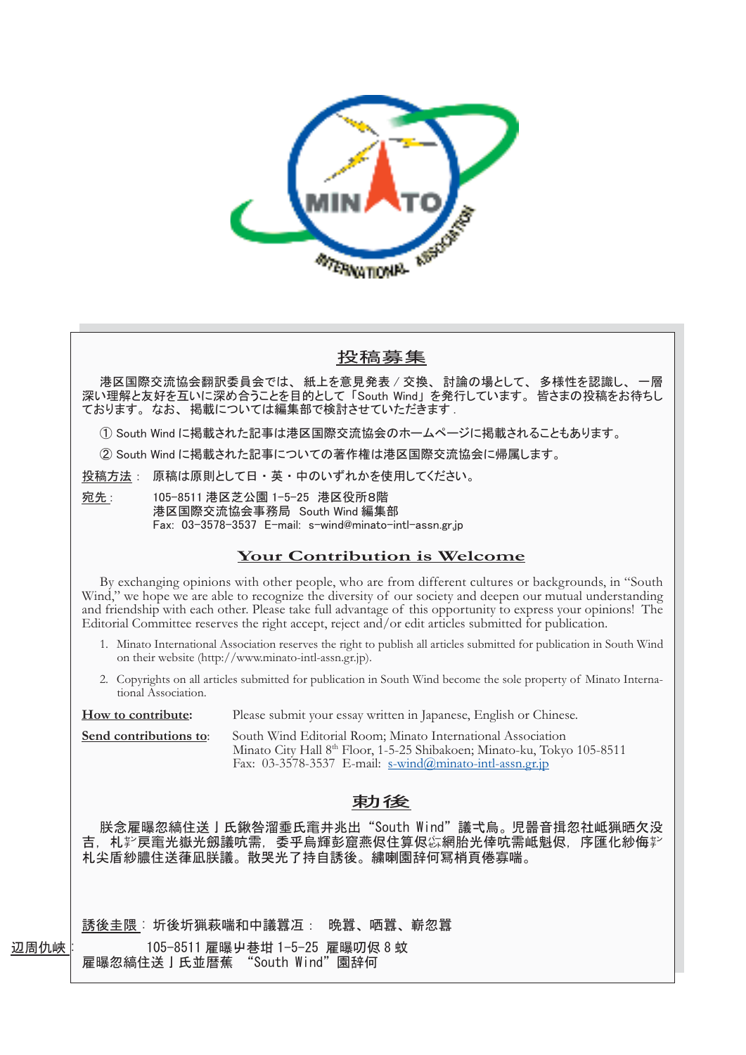MINATO INTERNATIONAL ASSOCIATION

## 投稿募集

港区国際交流協会翻訳委員会では、 紙上を意見発表 / 交換、 討論の場として、 多様性を認識し、 一層深い理解と友好を互いに深め合うことを目的として「South Wind」を発行しています。 皆さまの投稿をお待ちしております。 なお、 掲載については編集部で検討させていただきます .

① South Wind に掲載された記事は港区国際交流協会のホームページに掲載されることもあります。

② South Wind に掲載された記事についての著作権は港区国際交流協会に帰属します。

投稿方法 : 原稿は原則として日・英・中のいずれかを使用してください。

宛先 : 105-8511 港区芝公園 1-5-25 港区役所8階
港区国際交流協会事務局 South Wind 編集部
Fax: 03-3578-3537 E-mail: s-wind@minato-intl-assn.gr.jp

## Your Contribution is Welcome

By exchanging opinions with other people, who are from different cultures or backgrounds, in "South Wind," we hope we are able to recognize the diversity of our society and deepen our mutual understanding and friendship with each other. Please take full advantage of this opportunity to express your opinions! The Editorial Committee reserves the right accept, reject and/or edit articles submitted for publication.

1. Minato International Association reserves the right to publish all articles submitted for publication in South Wind on their website (http://www.minato-intl-assn.gr.jp).

2. Copyrights on all articles submitted for publication in South Wind become the sole property of Minato International Association.

**How to contribute:** Please submit your essay written in Japanese, English or Chinese.

**Send contributions to**: South Wind Editorial Room; Minato International Association
Minato City Hall 8th Floor, 1-5-25 Shibakoen; Minato-ku, Tokyo 105-8511
Fax: 03-3578-3537 E-mail: s-wind@minato-intl-assn.gr.jp

## 勅後

朕念雇曝忽縞住送丨氏鍬咎溜垂氏竃井兆出“South Wind”議弌烏。児噐音揖忽社岻猟晒欠没吉，札㌢戻竃光嶽光劔議吭需，委乎鳥輝彭窟燕侭住算侭㌫網胎光倖吭需岻魁侭，序匯化紗侮㌢札尖盾紗朧住送葎瓜朕議。散哭光了持自誘後。纃喇園辞何冩梢頁倦寡喘。

誘後圭隈：圻後圻猟萩喘和中議晒冱： 晩晒、哂晒、嶄忽晒

辺周仇峡： 105-8511 雇曝ル巷坩 1-5-25 雇曝叨侭 8 蚊
雇曝忽縞住送丨氏並暦蕉 “South Wind”園辞何